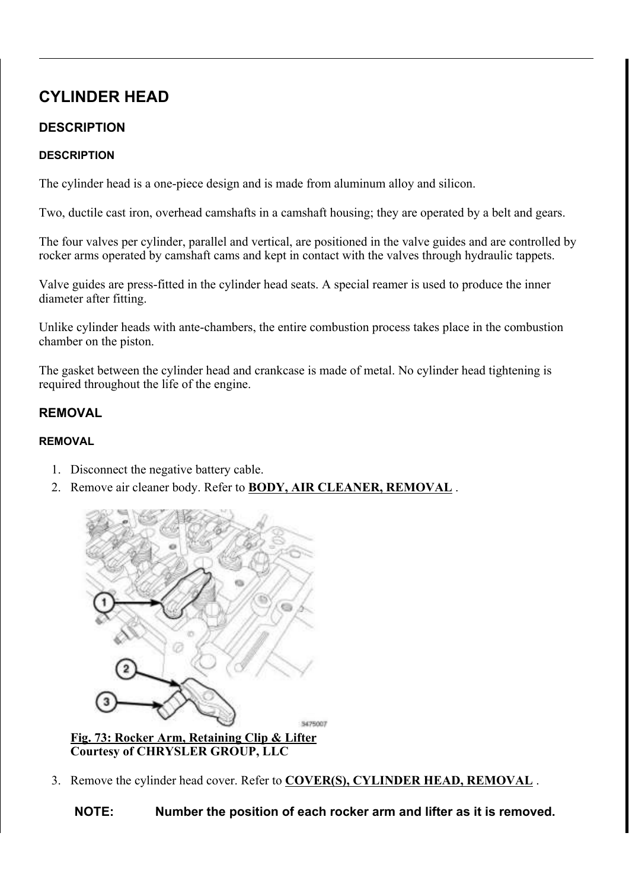# CYLINDER HEAD

## DESCRIPTION

### DESCRIPTION

The cylinder head is a one-piece design and is made from aluminum alloy and silicon.

Two, ductile cast iron, overhead camshafts in a camshaft housing; they are operated by a belt and gears.

The four valves per cylinder, parallel and vertical, are positioned in the valve guides and are controlled by rocker arms operated by camshaft cams and kept in contact with the valves through hydraulic tappets.

Valve guides are press-fitted in the cylinder head seats. A special reamer is used to produce the inner diameter after fitting.

Unlike cylinder heads with ante-chambers, the entire combustion process takes place in the combustion chamber on the piston.

The gasket between the cylinder head and crankcase is made of metal. No cylinder head tightening is required throughout the life of the engine.

## REMOVAL

### REMOVAL

1. Disconnect the negative battery cable.
2. Remove air cleaner body. Refer to **BODY, AIR CLEANER, REMOVAL** .

**Fig. 73: Rocker Arm, Retaining Clip & Lifter**
**Courtesy of CHRYSLER GROUP, LLC**

3. Remove the cylinder head cover. Refer to **COVER(S), CYLINDER HEAD, REMOVAL** .

**NOTE: Number the position of each rocker arm and lifter as it is removed.**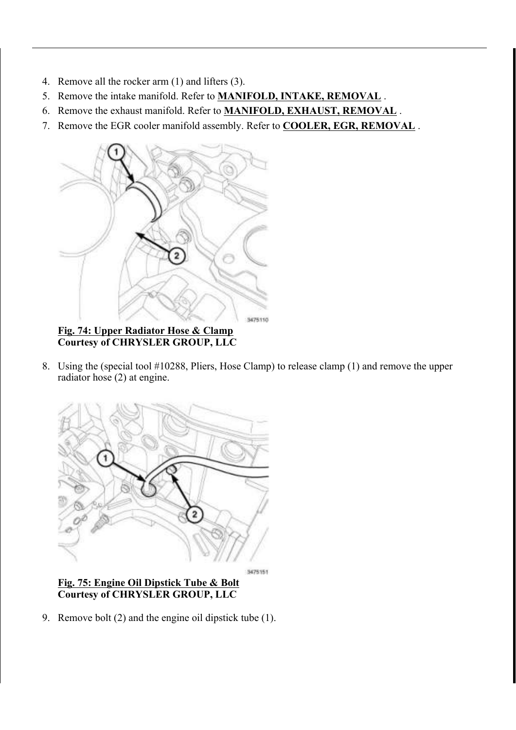4. Remove all the rocker arm (1) and lifters (3).
5. Remove the intake manifold. Refer to **MANIFOLD, INTAKE, REMOVAL** .
6. Remove the exhaust manifold. Refer to **MANIFOLD, EXHAUST, REMOVAL** .
7. Remove the EGR cooler manifold assembly. Refer to **COOLER, EGR, REMOVAL** .

**Fig. 74: Upper Radiator Hose & Clamp**
**Courtesy of CHRYSLER GROUP, LLC**

8. Using the (special tool #10288, Pliers, Hose Clamp) to release clamp (1) and remove the upper radiator hose (2) at engine.

**Fig. 75: Engine Oil Dipstick Tube & Bolt**
**Courtesy of CHRYSLER GROUP, LLC**

9. Remove bolt (2) and the engine oil dipstick tube (1).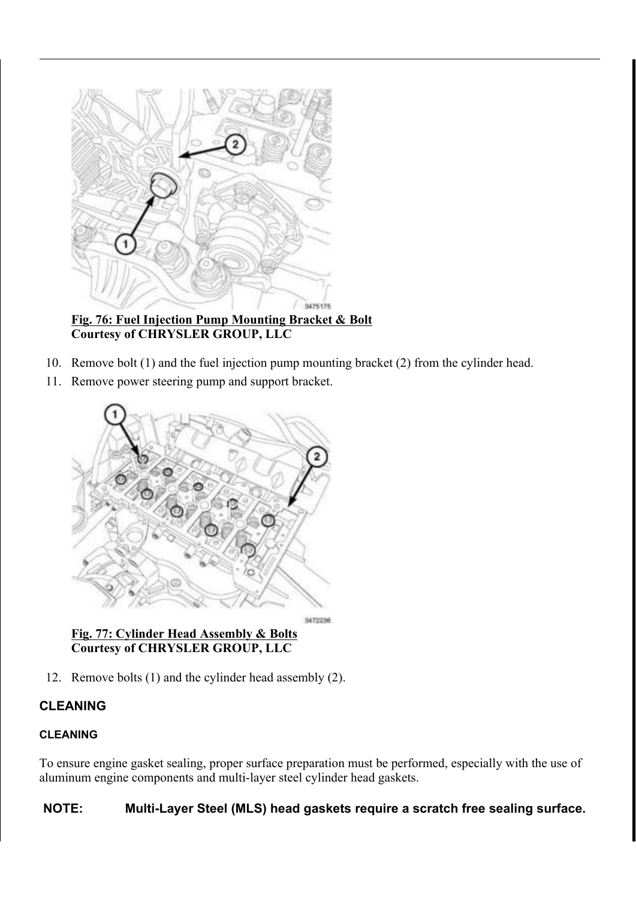**Fig. 76: Fuel Injection Pump Mounting Bracket & Bolt**
**Courtesy of CHRYSLER GROUP, LLC**

10. Remove bolt (1) and the fuel injection pump mounting bracket (2) from the cylinder head.
11. Remove power steering pump and support bracket.

**Fig. 77: Cylinder Head Assembly & Bolts**
**Courtesy of CHRYSLER GROUP, LLC**

12. Remove bolts (1) and the cylinder head assembly (2).

## CLEANING

### CLEANING

To ensure engine gasket sealing, proper surface preparation must be performed, especially with the use of aluminum engine components and multi-layer steel cylinder head gaskets.

**NOTE: Multi-Layer Steel (MLS) head gaskets require a scratch free sealing surface.**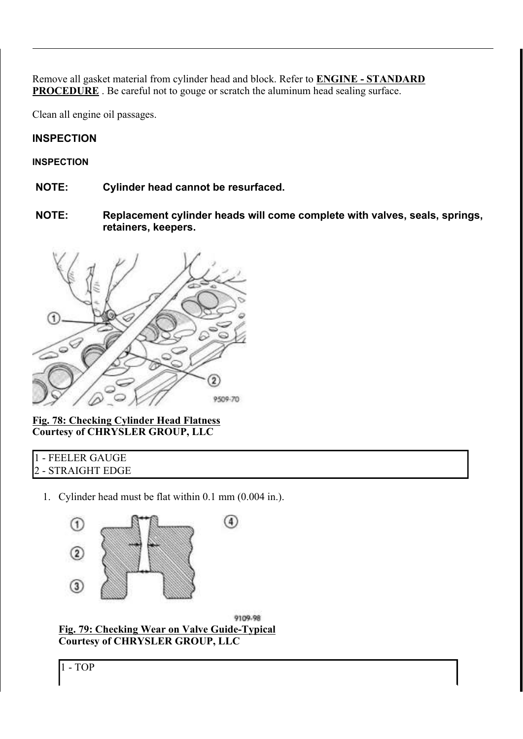Remove all gasket material from cylinder head and block. Refer to **ENGINE - STANDARD PROCEDURE** . Be careful not to gouge or scratch the aluminum head sealing surface.

Clean all engine oil passages.

## INSPECTION

### INSPECTION

**NOTE: Cylinder head cannot be resurfaced.**

**NOTE: Replacement cylinder heads will come complete with valves, seals, springs, retainers, keepers.**

**Fig. 78: Checking Cylinder Head Flatness**
**Courtesy of CHRYSLER GROUP, LLC**

| |
|---|
| 1 - FEELER GAUGE<br>2 - STRAIGHT EDGE |

1. Cylinder head must be flat within 0.1 mm (0.004 in.).

**Fig. 79: Checking Wear on Valve Guide-Typical**
**Courtesy of CHRYSLER GROUP, LLC**

| |
|---|
| 1 - TOP |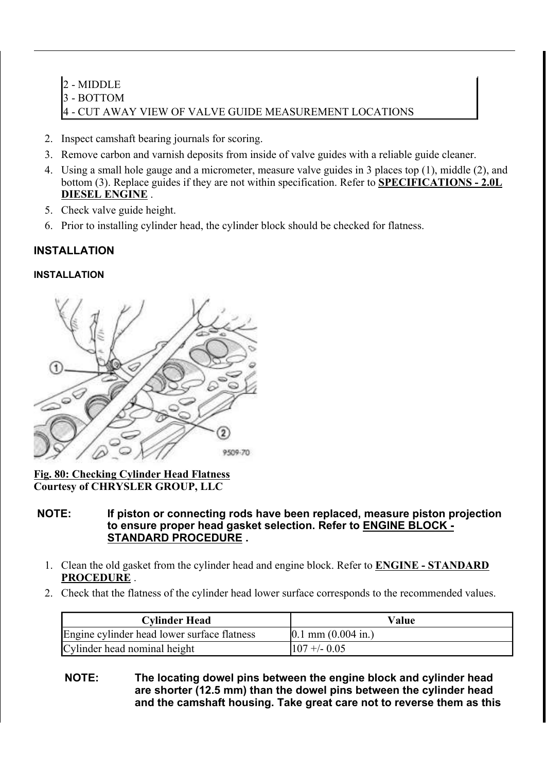| |
|---|
| 2 - MIDDLE<br>3 - BOTTOM<br>4 - CUT AWAY VIEW OF VALVE GUIDE MEASUREMENT LOCATIONS |

2. Inspect camshaft bearing journals for scoring.
3. Remove carbon and varnish deposits from inside of valve guides with a reliable guide cleaner.
4. Using a small hole gauge and a micrometer, measure valve guides in 3 places top (1), middle (2), and bottom (3). Replace guides if they are not within specification. Refer to **SPECIFICATIONS - 2.0L DIESEL ENGINE** .
5. Check valve guide height.
6. Prior to installing cylinder head, the cylinder block should be checked for flatness.

## INSTALLATION

### INSTALLATION

**Fig. 80: Checking Cylinder Head Flatness**
**Courtesy of CHRYSLER GROUP, LLC**

**NOTE: If piston or connecting rods have been replaced, measure piston projection to ensure proper head gasket selection. Refer to ENGINE BLOCK - STANDARD PROCEDURE .**

1. Clean the old gasket from the cylinder head and engine block. Refer to **ENGINE - STANDARD PROCEDURE** .
2. Check that the flatness of the cylinder head lower surface corresponds to the recommended values.

| Cylinder Head | Value |
|---|---|
| Engine cylinder head lower surface flatness | 0.1 mm (0.004 in.) |
| Cylinder head nominal height | 107 +/- 0.05 |

**NOTE: The locating dowel pins between the engine block and cylinder head are shorter (12.5 mm) than the dowel pins between the cylinder head and the camshaft housing. Take great care not to reverse them as this**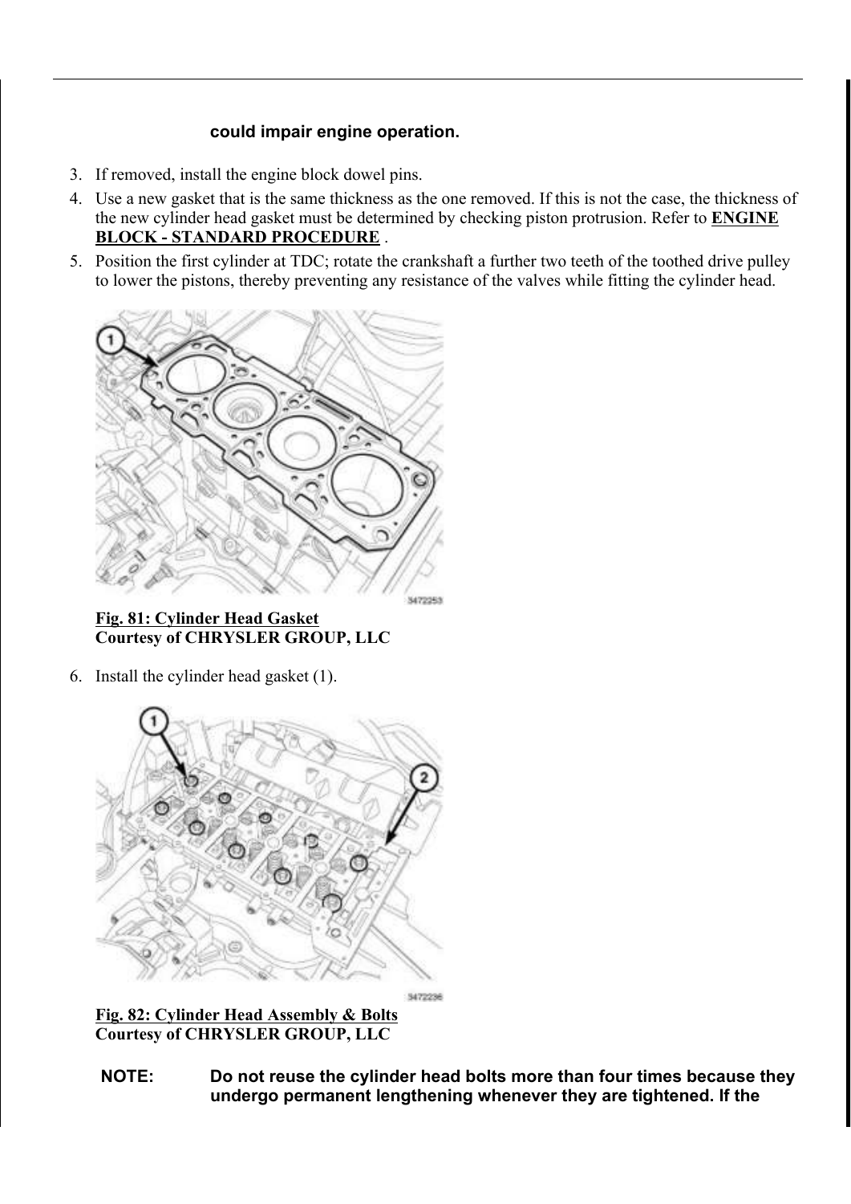**could impair engine operation.**

3. If removed, install the engine block dowel pins.
4. Use a new gasket that is the same thickness as the one removed. If this is not the case, the thickness of the new cylinder head gasket must be determined by checking piston protrusion. Refer to **ENGINE BLOCK - STANDARD PROCEDURE** .
5. Position the first cylinder at TDC; rotate the crankshaft a further two teeth of the toothed drive pulley to lower the pistons, thereby preventing any resistance of the valves while fitting the cylinder head.

**Fig. 81: Cylinder Head Gasket**
**Courtesy of CHRYSLER GROUP, LLC**

6. Install the cylinder head gasket (1).

**Fig. 82: Cylinder Head Assembly & Bolts**
**Courtesy of CHRYSLER GROUP, LLC**

**NOTE: Do not reuse the cylinder head bolts more than four times because they undergo permanent lengthening whenever they are tightened. If the**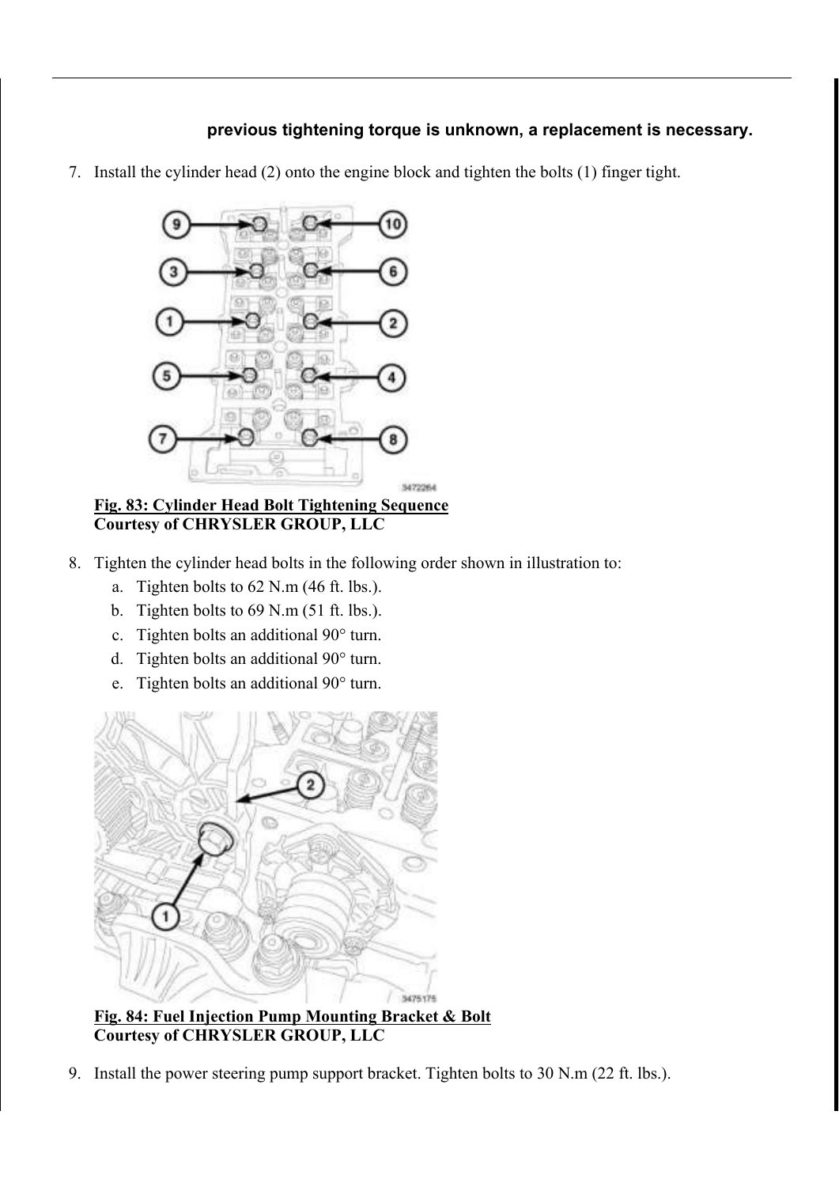**previous tightening torque is unknown, a replacement is necessary.**

7. Install the cylinder head (2) onto the engine block and tighten the bolts (1) finger tight.

9
10
3
6
1
2
5
4
7
8
3472264

**Fig. 83: Cylinder Head Bolt Tightening Sequence**
**Courtesy of CHRYSLER GROUP, LLC**

8. Tighten the cylinder head bolts in the following order shown in illustration to:
   a. Tighten bolts to 62 N.m (46 ft. lbs.).
   b. Tighten bolts to 69 N.m (51 ft. lbs.).
   c. Tighten bolts an additional 90° turn.
   d. Tighten bolts an additional 90° turn.
   e. Tighten bolts an additional 90° turn.

2
1
3475175

**Fig. 84: Fuel Injection Pump Mounting Bracket & Bolt**
**Courtesy of CHRYSLER GROUP, LLC**

9. Install the power steering pump support bracket. Tighten bolts to 30 N.m (22 ft. lbs.).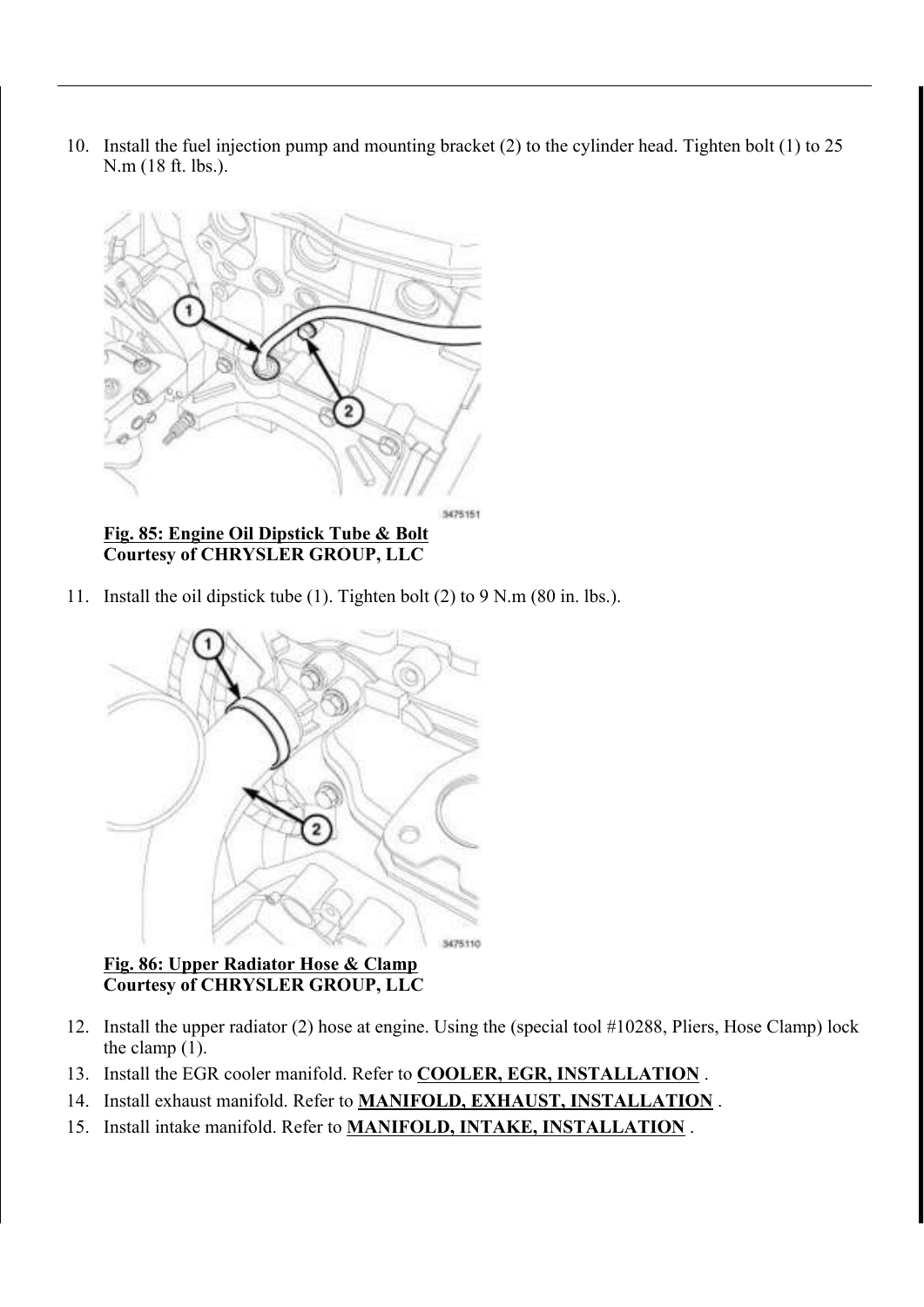10. Install the fuel injection pump and mounting bracket (2) to the cylinder head. Tighten bolt (1) to 25 N.m (18 ft. lbs.).

**Fig. 85: Engine Oil Dipstick Tube & Bolt**
**Courtesy of CHRYSLER GROUP, LLC**

11. Install the oil dipstick tube (1). Tighten bolt (2) to 9 N.m (80 in. lbs.).

**Fig. 86: Upper Radiator Hose & Clamp**
**Courtesy of CHRYSLER GROUP, LLC**

12. Install the upper radiator (2) hose at engine. Using the (special tool #10288, Pliers, Hose Clamp) lock the clamp (1).
13. Install the EGR cooler manifold. Refer to **COOLER, EGR, INSTALLATION** .
14. Install exhaust manifold. Refer to **MANIFOLD, EXHAUST, INSTALLATION** .
15. Install intake manifold. Refer to **MANIFOLD, INTAKE, INSTALLATION** .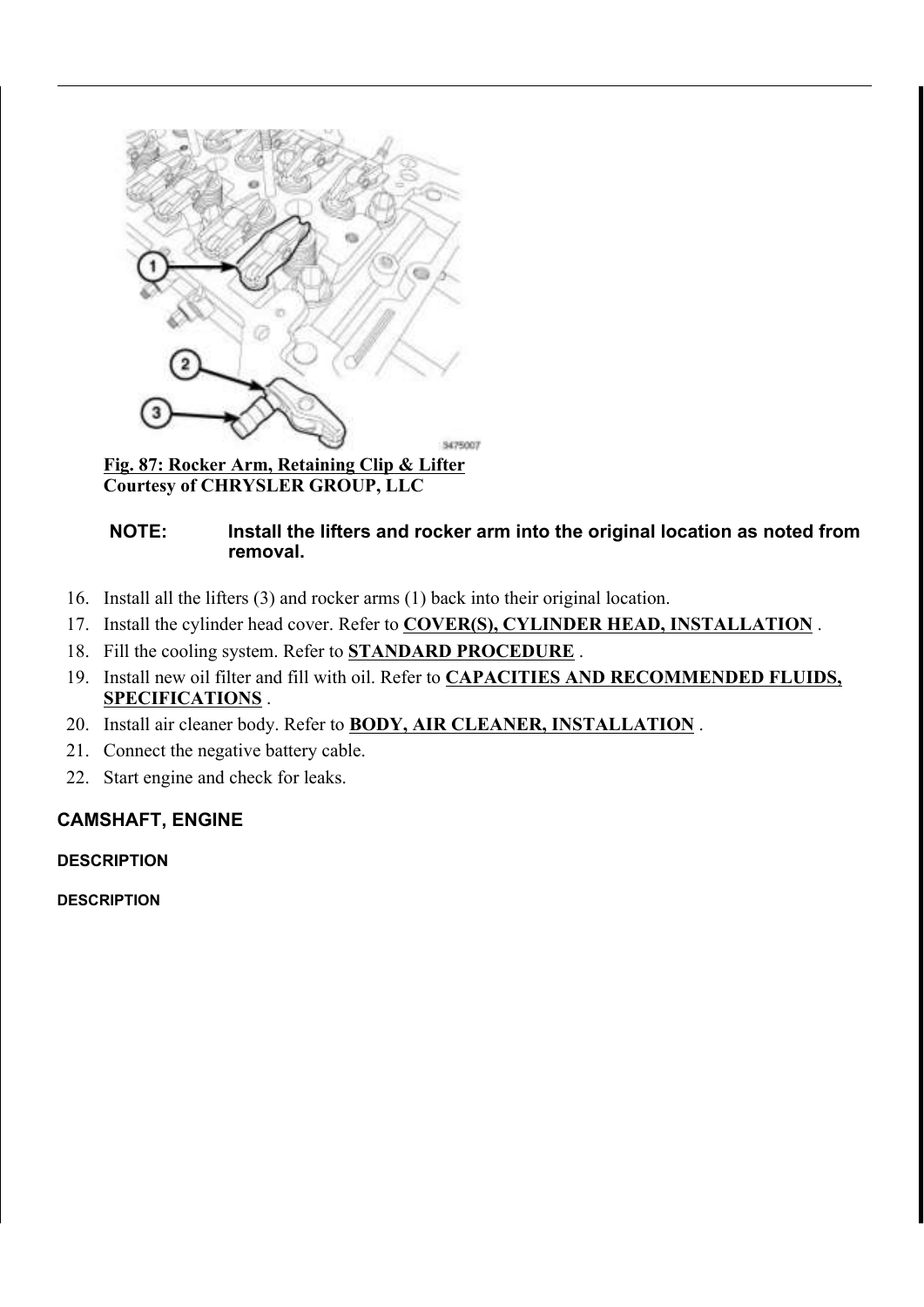**Fig. 87: Rocker Arm, Retaining Clip & Lifter**
**Courtesy of CHRYSLER GROUP, LLC**

**NOTE:** **Install the lifters and rocker arm into the original location as noted from removal.**

16. Install all the lifters (3) and rocker arms (1) back into their original location.
17. Install the cylinder head cover. Refer to **COVER(S), CYLINDER HEAD, INSTALLATION** .
18. Fill the cooling system. Refer to **STANDARD PROCEDURE** .
19. Install new oil filter and fill with oil. Refer to **CAPACITIES AND RECOMMENDED FLUIDS, SPECIFICATIONS** .
20. Install air cleaner body. Refer to **BODY, AIR CLEANER, INSTALLATION** .
21. Connect the negative battery cable.
22. Start engine and check for leaks.

## CAMSHAFT, ENGINE

### DESCRIPTION

#### DESCRIPTION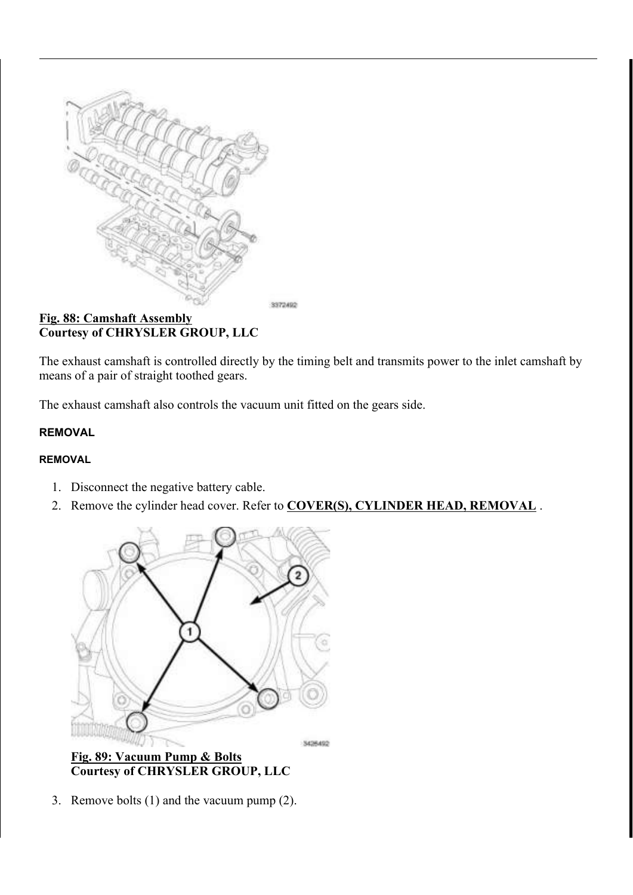**Fig. 88: Camshaft Assembly**
**Courtesy of CHRYSLER GROUP, LLC**

The exhaust camshaft is controlled directly by the timing belt and transmits power to the inlet camshaft by means of a pair of straight toothed gears.

The exhaust camshaft also controls the vacuum unit fitted on the gears side.

#### REMOVAL

##### REMOVAL

1. Disconnect the negative battery cable.
2. Remove the cylinder head cover. Refer to **COVER(S), CYLINDER HEAD, REMOVAL** .

**Fig. 89: Vacuum Pump & Bolts**
**Courtesy of CHRYSLER GROUP, LLC**

3. Remove bolts (1) and the vacuum pump (2).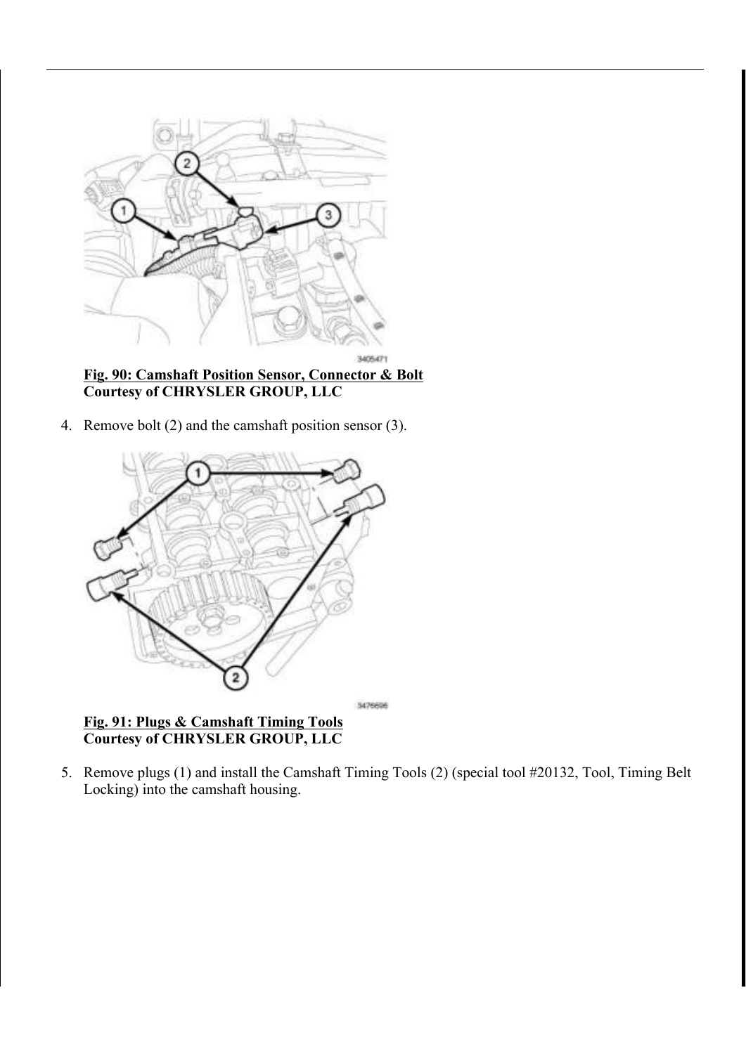**Fig. 90: Camshaft Position Sensor, Connector & Bolt**
**Courtesy of CHRYSLER GROUP, LLC**

4. Remove bolt (2) and the camshaft position sensor (3).

**Fig. 91: Plugs & Camshaft Timing Tools**
**Courtesy of CHRYSLER GROUP, LLC**

5. Remove plugs (1) and install the Camshaft Timing Tools (2) (special tool #20132, Tool, Timing Belt Locking) into the camshaft housing.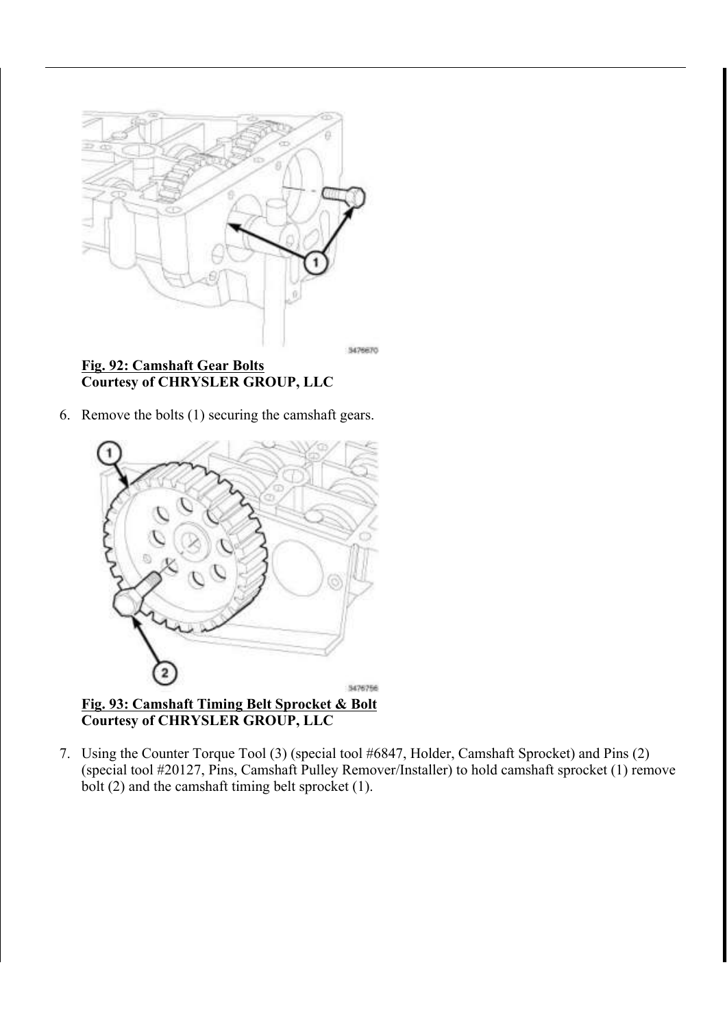**Fig. 92: Camshaft Gear Bolts**
**Courtesy of CHRYSLER GROUP, LLC**

6. Remove the bolts (1) securing the camshaft gears.

**Fig. 93: Camshaft Timing Belt Sprocket & Bolt**
**Courtesy of CHRYSLER GROUP, LLC**

7. Using the Counter Torque Tool (3) (special tool #6847, Holder, Camshaft Sprocket) and Pins (2) (special tool #20127, Pins, Camshaft Pulley Remover/Installer) to hold camshaft sprocket (1) remove bolt (2) and the camshaft timing belt sprocket (1).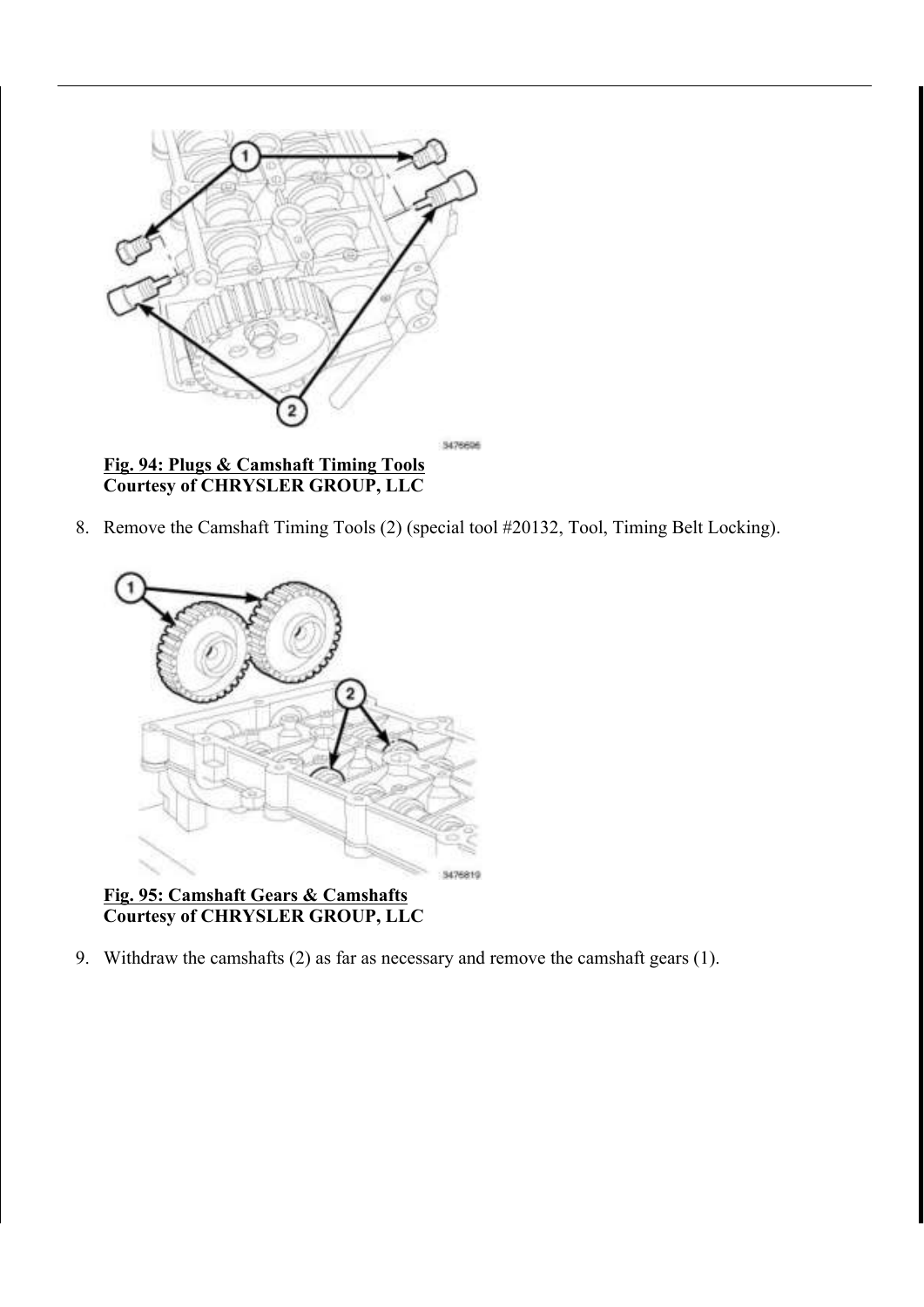**Fig. 94: Plugs & Camshaft Timing Tools**
**Courtesy of CHRYSLER GROUP, LLC**

8. Remove the Camshaft Timing Tools (2) (special tool #20132, Tool, Timing Belt Locking).

**Fig. 95: Camshaft Gears & Camshafts**
**Courtesy of CHRYSLER GROUP, LLC**

9. Withdraw the camshafts (2) as far as necessary and remove the camshaft gears (1).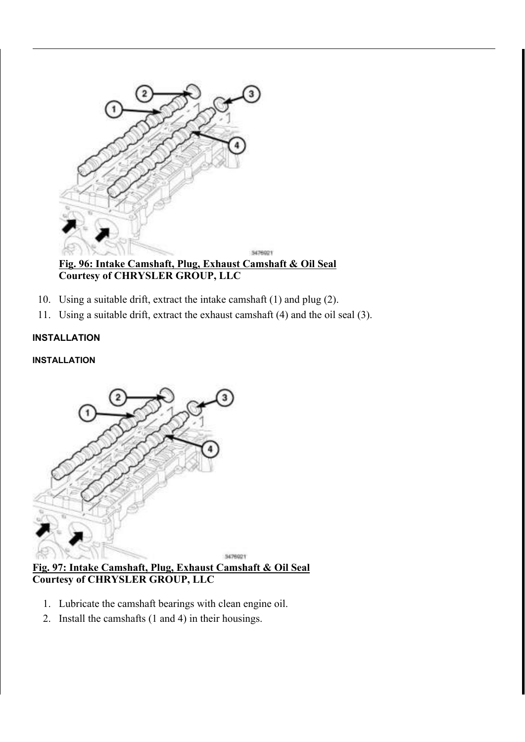Fig. 96: Intake Camshaft, Plug, Exhaust Camshaft & Oil Seal
**Courtesy of CHRYSLER GROUP, LLC**

10. Using a suitable drift, extract the intake camshaft (1) and plug (2).
11. Using a suitable drift, extract the exhaust camshaft (4) and the oil seal (3).

### INSTALLATION

#### INSTALLATION

Fig. 97: Intake Camshaft, Plug, Exhaust Camshaft & Oil Seal
**Courtesy of CHRYSLER GROUP, LLC**

1. Lubricate the camshaft bearings with clean engine oil.
2. Install the camshafts (1 and 4) in their housings.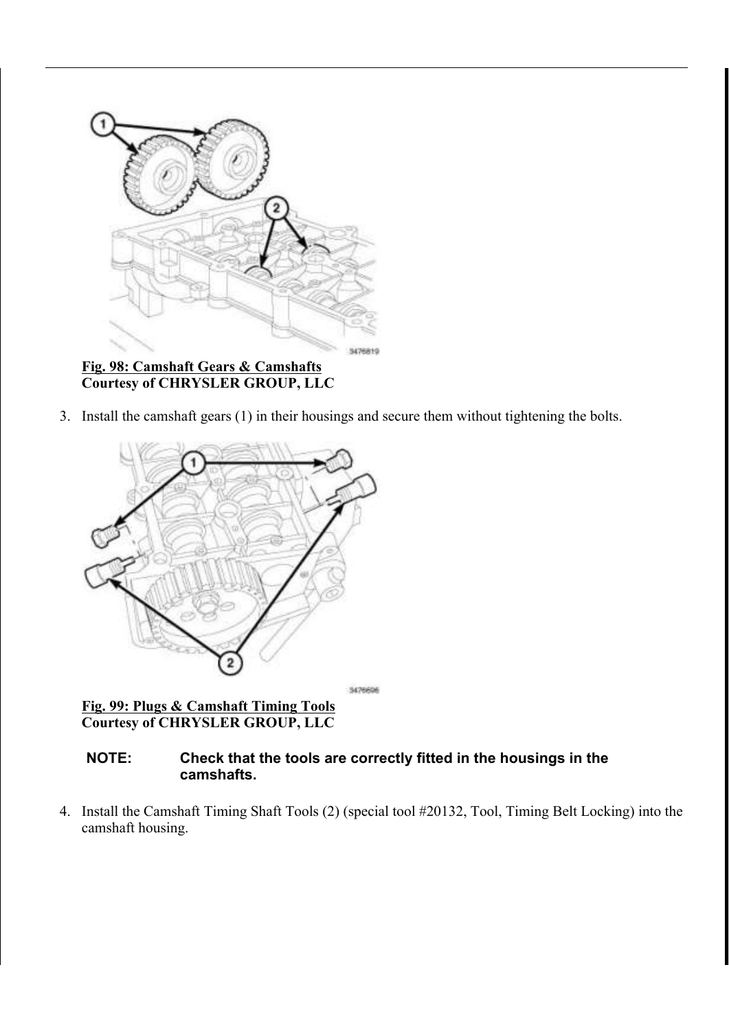**Fig. 98: Camshaft Gears & Camshafts**
**Courtesy of CHRYSLER GROUP, LLC**

3. Install the camshaft gears (1) in their housings and secure them without tightening the bolts.

**Fig. 99: Plugs & Camshaft Timing Tools**
**Courtesy of CHRYSLER GROUP, LLC**

**NOTE: Check that the tools are correctly fitted in the housings in the camshafts.**

4. Install the Camshaft Timing Shaft Tools (2) (special tool #20132, Tool, Timing Belt Locking) into the camshaft housing.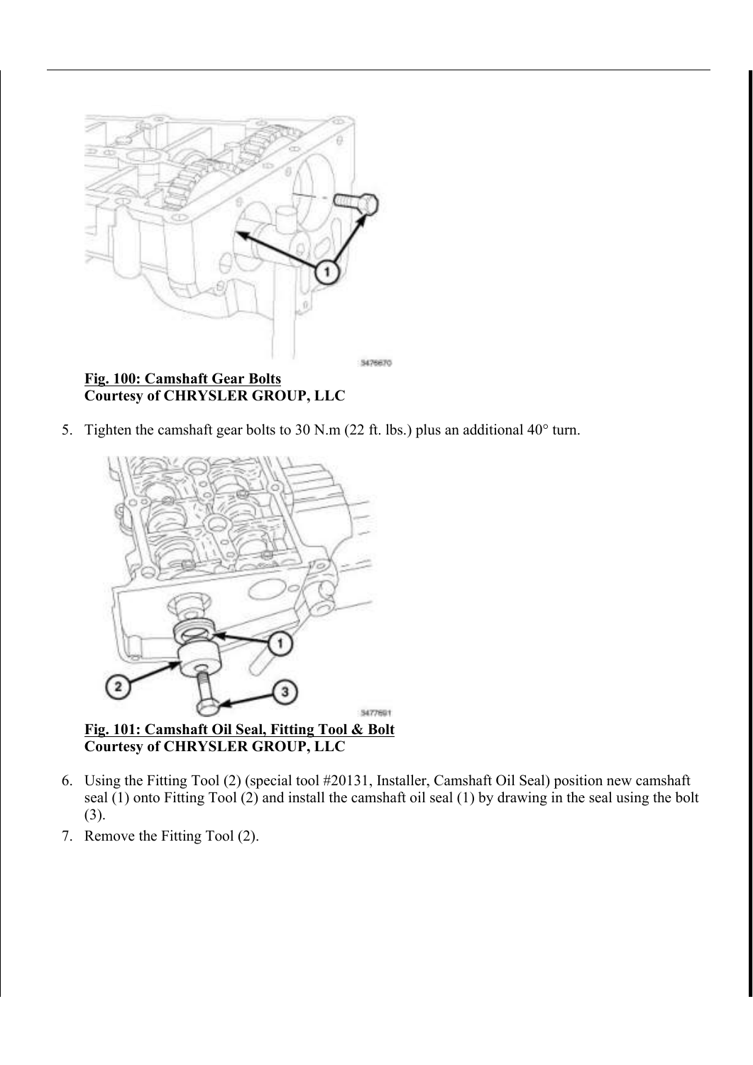**Fig. 100: Camshaft Gear Bolts**
**Courtesy of CHRYSLER GROUP, LLC**

5. Tighten the camshaft gear bolts to 30 N.m (22 ft. lbs.) plus an additional 40° turn.

**Fig. 101: Camshaft Oil Seal, Fitting Tool & Bolt**
**Courtesy of CHRYSLER GROUP, LLC**

6. Using the Fitting Tool (2) (special tool #20131, Installer, Camshaft Oil Seal) position new camshaft seal (1) onto Fitting Tool (2) and install the camshaft oil seal (1) by drawing in the seal using the bolt (3).
7. Remove the Fitting Tool (2).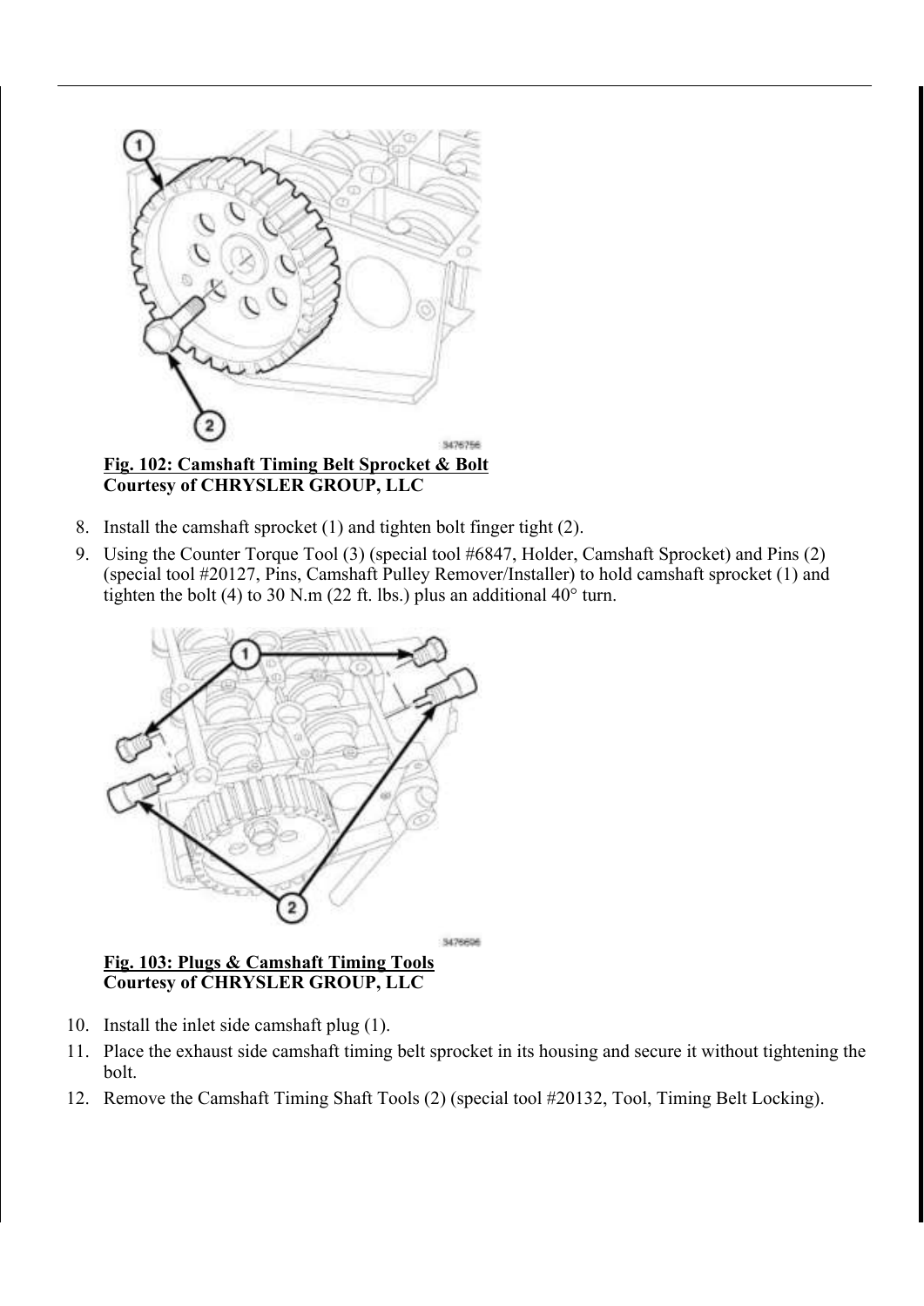**Fig. 102: Camshaft Timing Belt Sprocket & Bolt**
**Courtesy of CHRYSLER GROUP, LLC**

8. Install the camshaft sprocket (1) and tighten bolt finger tight (2).
9. Using the Counter Torque Tool (3) (special tool #6847, Holder, Camshaft Sprocket) and Pins (2) (special tool #20127, Pins, Camshaft Pulley Remover/Installer) to hold camshaft sprocket (1) and tighten the bolt (4) to 30 N.m (22 ft. lbs.) plus an additional 40° turn.

**Fig. 103: Plugs & Camshaft Timing Tools**
**Courtesy of CHRYSLER GROUP, LLC**

10. Install the inlet side camshaft plug (1).
11. Place the exhaust side camshaft timing belt sprocket in its housing and secure it without tightening the bolt.
12. Remove the Camshaft Timing Shaft Tools (2) (special tool #20132, Tool, Timing Belt Locking).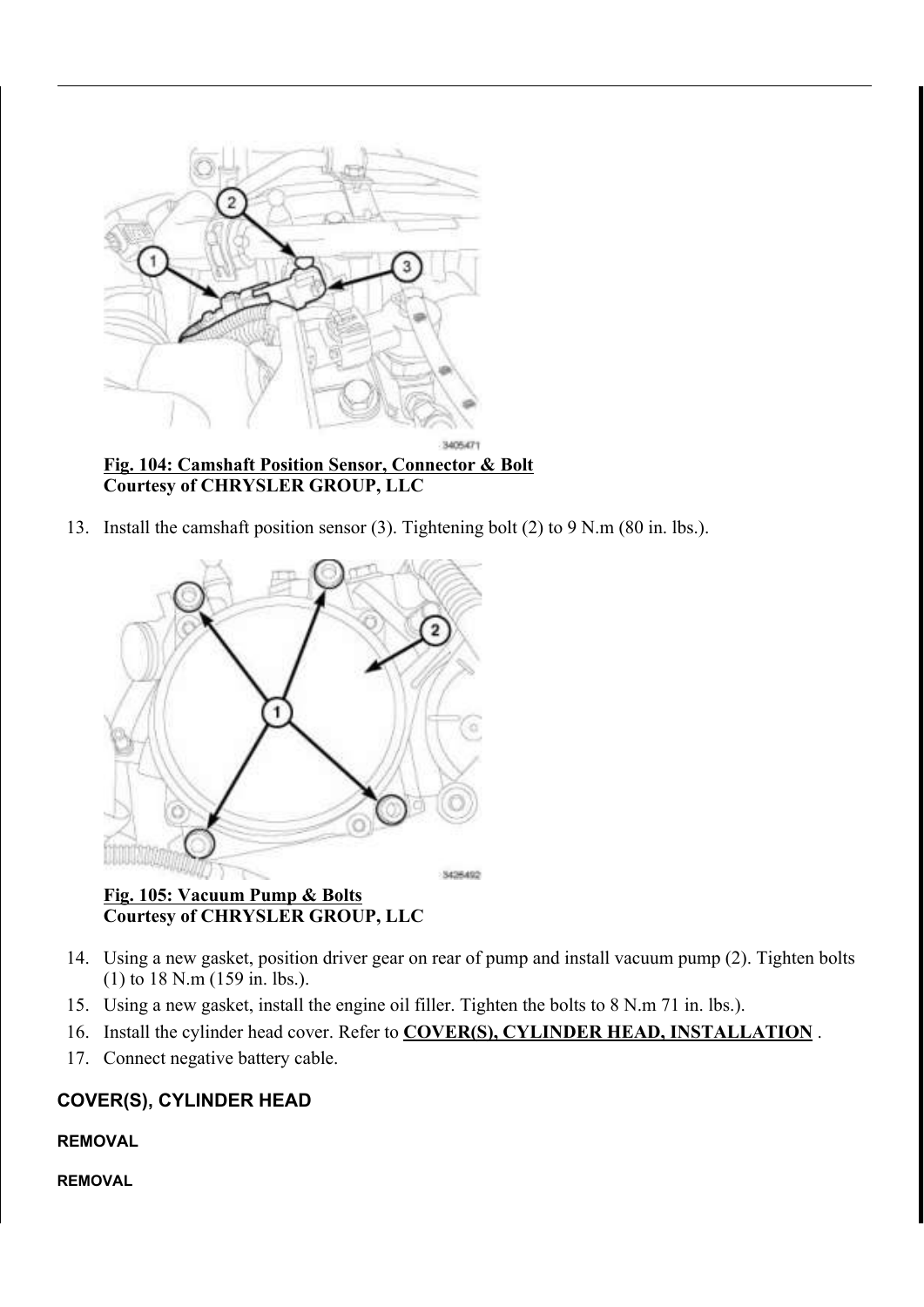**Fig. 104: Camshaft Position Sensor, Connector & Bolt**
**Courtesy of CHRYSLER GROUP, LLC**

13. Install the camshaft position sensor (3). Tightening bolt (2) to 9 N.m (80 in. lbs.).

**Fig. 105: Vacuum Pump & Bolts**
**Courtesy of CHRYSLER GROUP, LLC**

14. Using a new gasket, position driver gear on rear of pump and install vacuum pump (2). Tighten bolts (1) to 18 N.m (159 in. lbs.).
15. Using a new gasket, install the engine oil filler. Tighten the bolts to 8 N.m 71 in. lbs.).
16. Install the cylinder head cover. Refer to **COVER(S), CYLINDER HEAD, INSTALLATION** .
17. Connect negative battery cable.

## COVER(S), CYLINDER HEAD

### REMOVAL

#### REMOVAL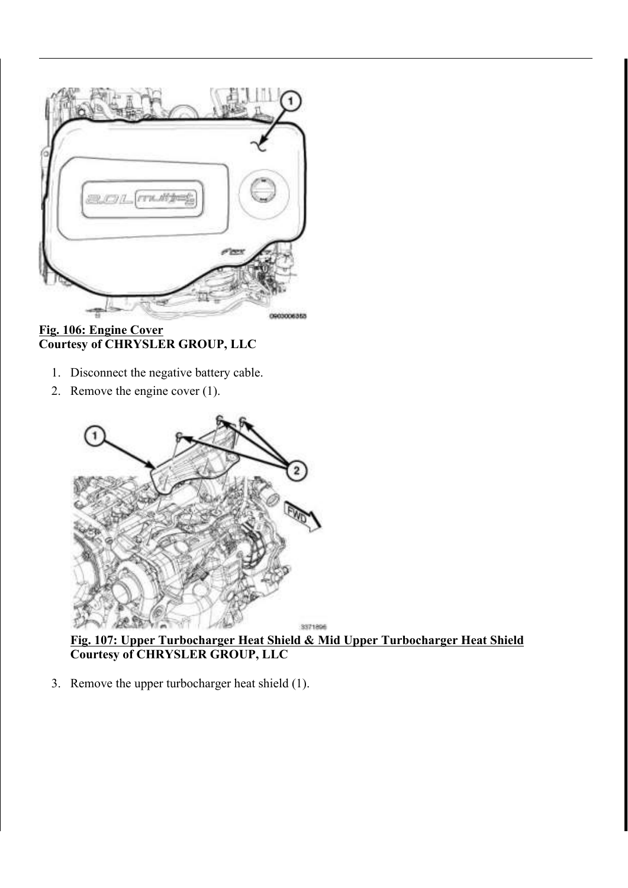**Fig. 106: Engine Cover**
**Courtesy of CHRYSLER GROUP, LLC**

1. Disconnect the negative battery cable.
2. Remove the engine cover (1).

**Fig. 107: Upper Turbocharger Heat Shield & Mid Upper Turbocharger Heat Shield**
**Courtesy of CHRYSLER GROUP, LLC**

3. Remove the upper turbocharger heat shield (1).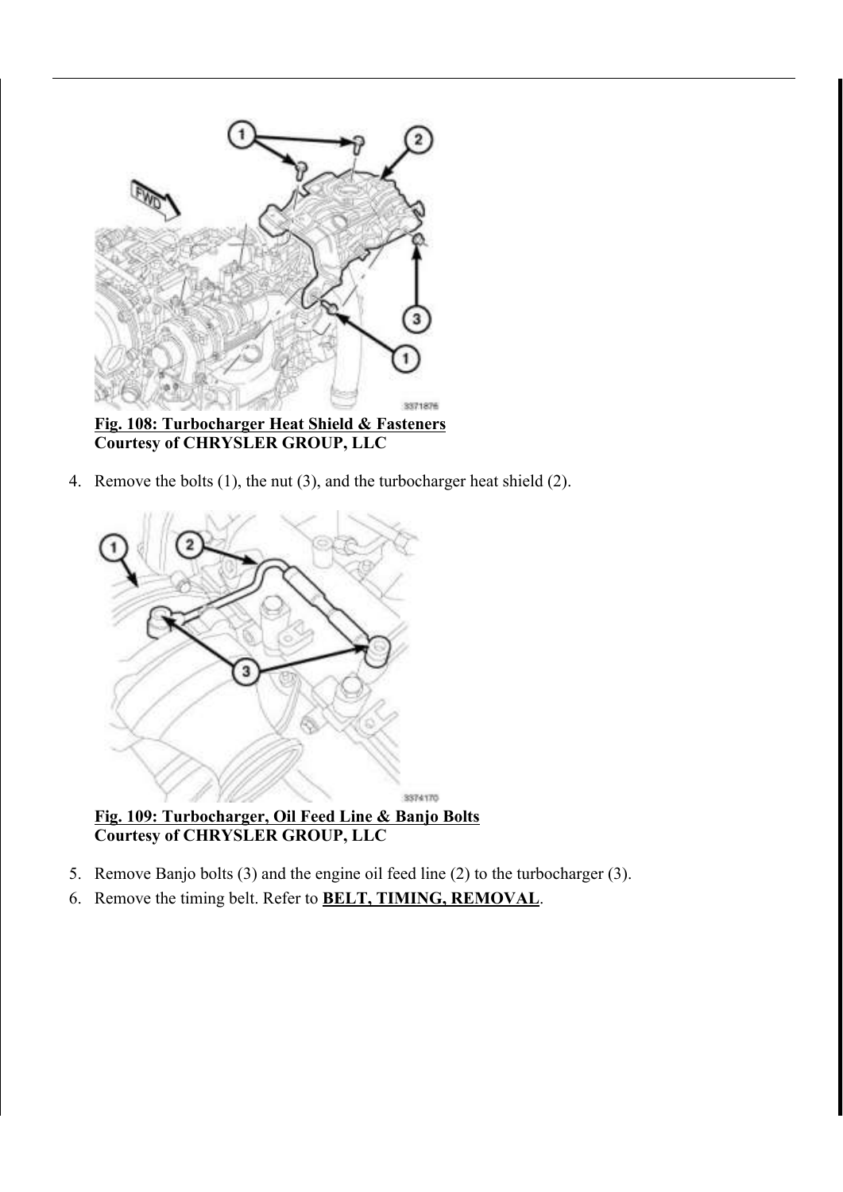**Fig. 108: Turbocharger Heat Shield & Fasteners**
**Courtesy of CHRYSLER GROUP, LLC**

4. Remove the bolts (1), the nut (3), and the turbocharger heat shield (2).

**Fig. 109: Turbocharger, Oil Feed Line & Banjo Bolts**
**Courtesy of CHRYSLER GROUP, LLC**

5. Remove Banjo bolts (3) and the engine oil feed line (2) to the turbocharger (3).
6. Remove the timing belt. Refer to **BELT, TIMING, REMOVAL**.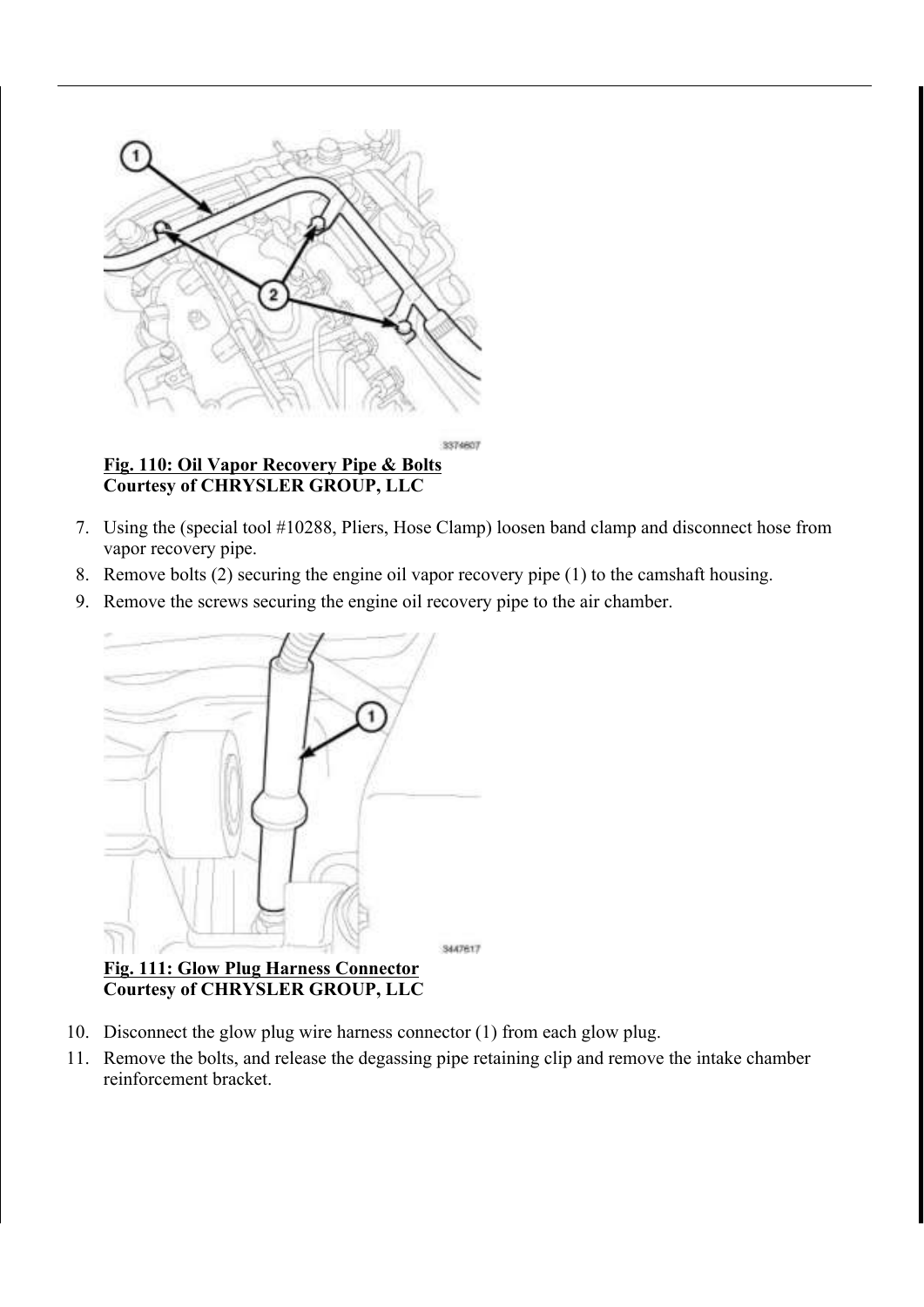3374607

**Fig. 110: Oil Vapor Recovery Pipe & Bolts**
**Courtesy of CHRYSLER GROUP, LLC**

7. Using the (special tool #10288, Pliers, Hose Clamp) loosen band clamp and disconnect hose from vapor recovery pipe.
8. Remove bolts (2) securing the engine oil vapor recovery pipe (1) to the camshaft housing.
9. Remove the screws securing the engine oil recovery pipe to the air chamber.

3447617

**Fig. 111: Glow Plug Harness Connector**
**Courtesy of CHRYSLER GROUP, LLC**

10. Disconnect the glow plug wire harness connector (1) from each glow plug.
11. Remove the bolts, and release the degassing pipe retaining clip and remove the intake chamber reinforcement bracket.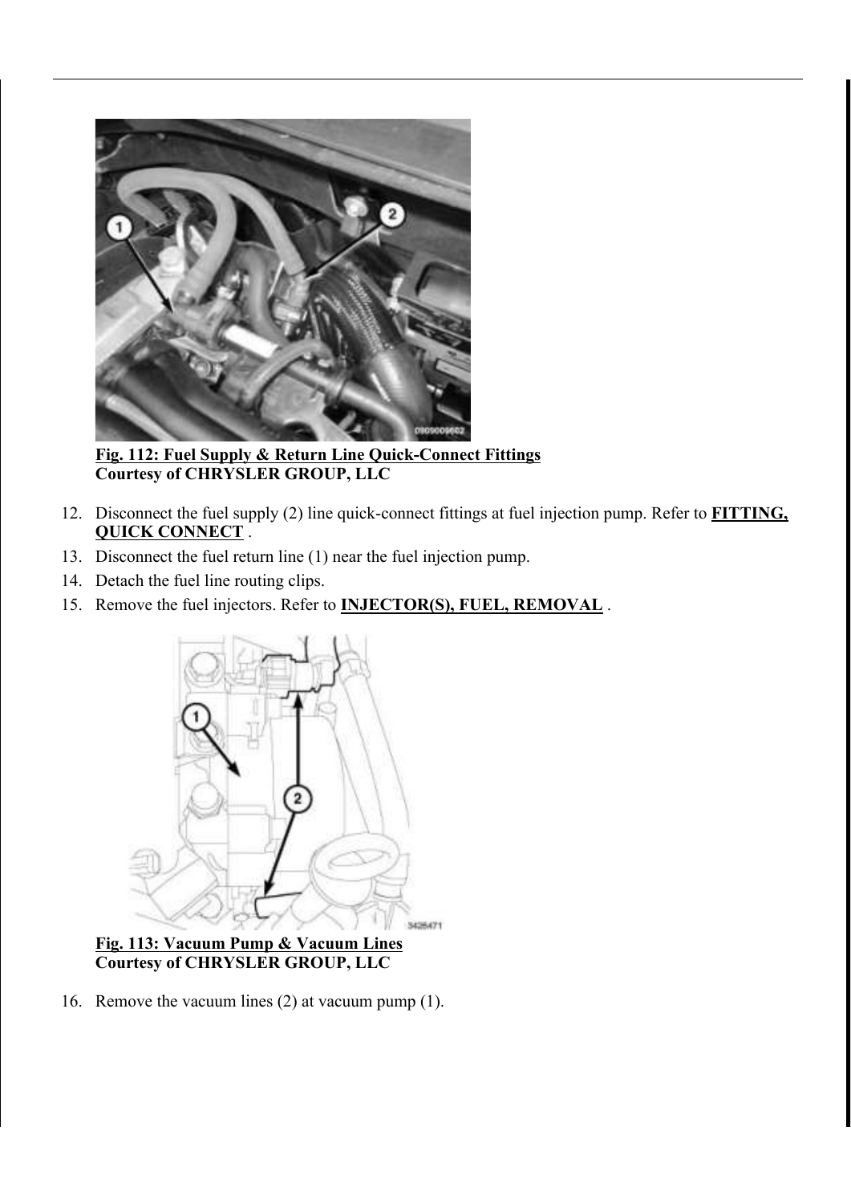**Fig. 112: Fuel Supply & Return Line Quick-Connect Fittings**
**Courtesy of CHRYSLER GROUP, LLC**

12. Disconnect the fuel supply (2) line quick-connect fittings at fuel injection pump. Refer to **FITTING, QUICK CONNECT** .
13. Disconnect the fuel return line (1) near the fuel injection pump.
14. Detach the fuel line routing clips.
15. Remove the fuel injectors. Refer to **INJECTOR(S), FUEL, REMOVAL** .

**Fig. 113: Vacuum Pump & Vacuum Lines**
**Courtesy of CHRYSLER GROUP, LLC**

16. Remove the vacuum lines (2) at vacuum pump (1).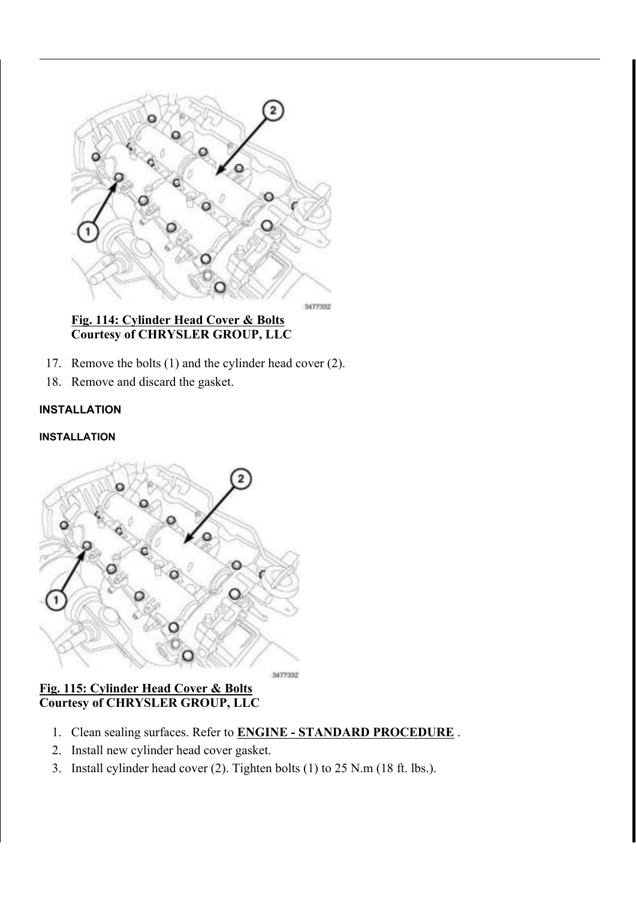**Fig. 114: Cylinder Head Cover & Bolts**
**Courtesy of CHRYSLER GROUP, LLC**

17. Remove the bolts (1) and the cylinder head cover (2).
18. Remove and discard the gasket.

#### INSTALLATION

##### INSTALLATION

**Fig. 115: Cylinder Head Cover & Bolts**
**Courtesy of CHRYSLER GROUP, LLC**

1. Clean sealing surfaces. Refer to **ENGINE - STANDARD PROCEDURE** .
2. Install new cylinder head cover gasket.
3. Install cylinder head cover (2). Tighten bolts (1) to 25 N.m (18 ft. lbs.).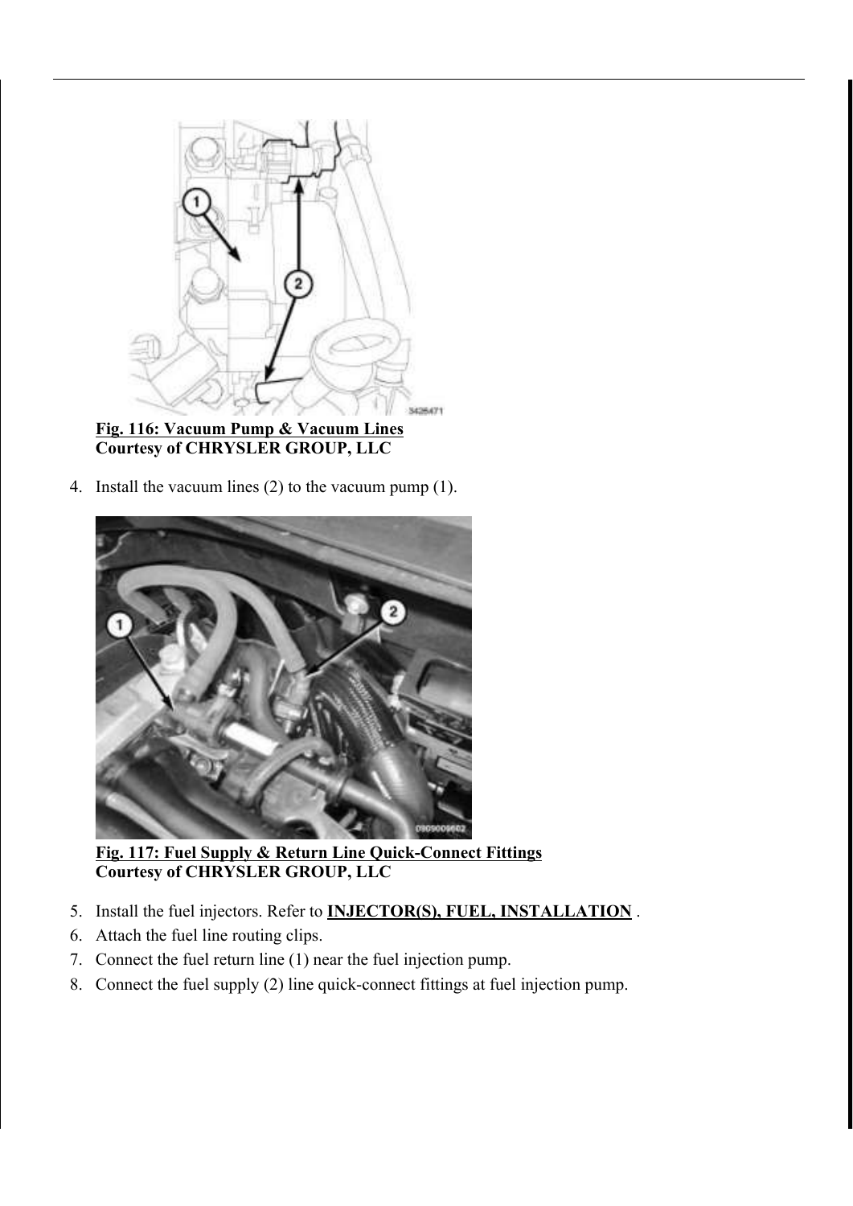**Fig. 116: Vacuum Pump & Vacuum Lines**
**Courtesy of CHRYSLER GROUP, LLC**

4. Install the vacuum lines (2) to the vacuum pump (1).

**Fig. 117: Fuel Supply & Return Line Quick-Connect Fittings**
**Courtesy of CHRYSLER GROUP, LLC**

5. Install the fuel injectors. Refer to **INJECTOR(S), FUEL, INSTALLATION** .
6. Attach the fuel line routing clips.
7. Connect the fuel return line (1) near the fuel injection pump.
8. Connect the fuel supply (2) line quick-connect fittings at fuel injection pump.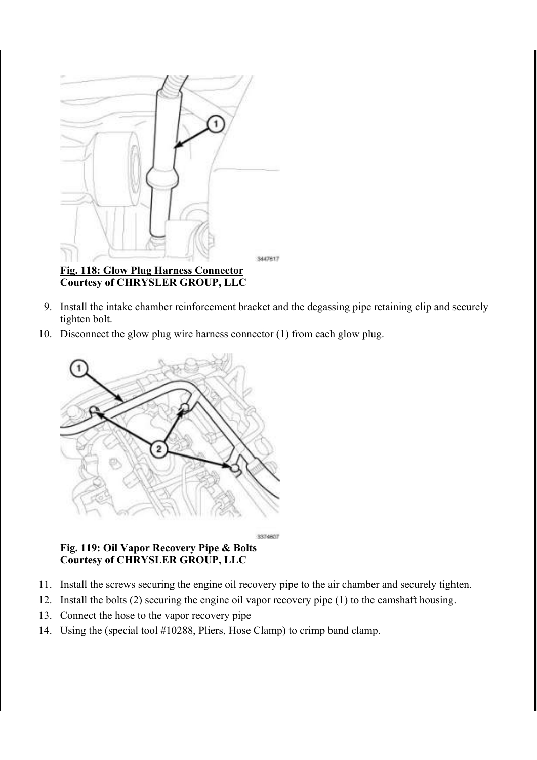**Fig. 118: Glow Plug Harness Connector**
**Courtesy of CHRYSLER GROUP, LLC**

9. Install the intake chamber reinforcement bracket and the degassing pipe retaining clip and securely tighten bolt.
10. Disconnect the glow plug wire harness connector (1) from each glow plug.

**Fig. 119: Oil Vapor Recovery Pipe & Bolts**
**Courtesy of CHRYSLER GROUP, LLC**

11. Install the screws securing the engine oil recovery pipe to the air chamber and securely tighten.
12. Install the bolts (2) securing the engine oil vapor recovery pipe (1) to the camshaft housing.
13. Connect the hose to the vapor recovery pipe
14. Using the (special tool #10288, Pliers, Hose Clamp) to crimp band clamp.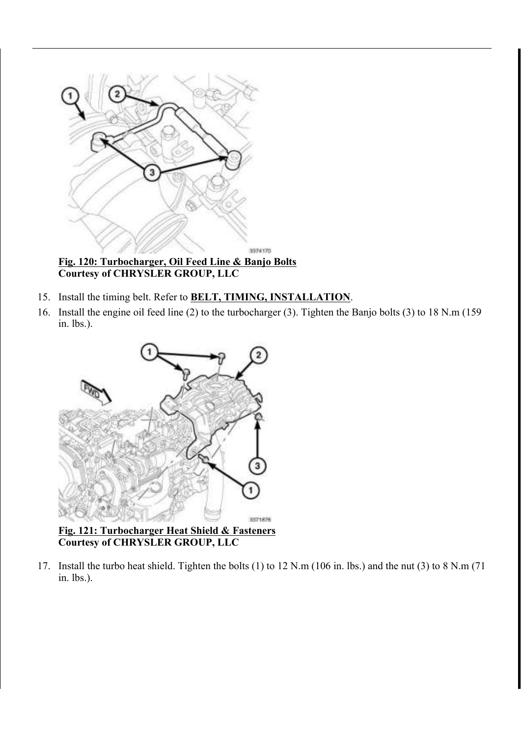**Fig. 120: Turbocharger, Oil Feed Line & Banjo Bolts**
**Courtesy of CHRYSLER GROUP, LLC**

15. Install the timing belt. Refer to **BELT, TIMING, INSTALLATION**.
16. Install the engine oil feed line (2) to the turbocharger (3). Tighten the Banjo bolts (3) to 18 N.m (159 in. lbs.).

**Fig. 121: Turbocharger Heat Shield & Fasteners**
**Courtesy of CHRYSLER GROUP, LLC**

17. Install the turbo heat shield. Tighten the bolts (1) to 12 N.m (106 in. lbs.) and the nut (3) to 8 N.m (71 in. lbs.).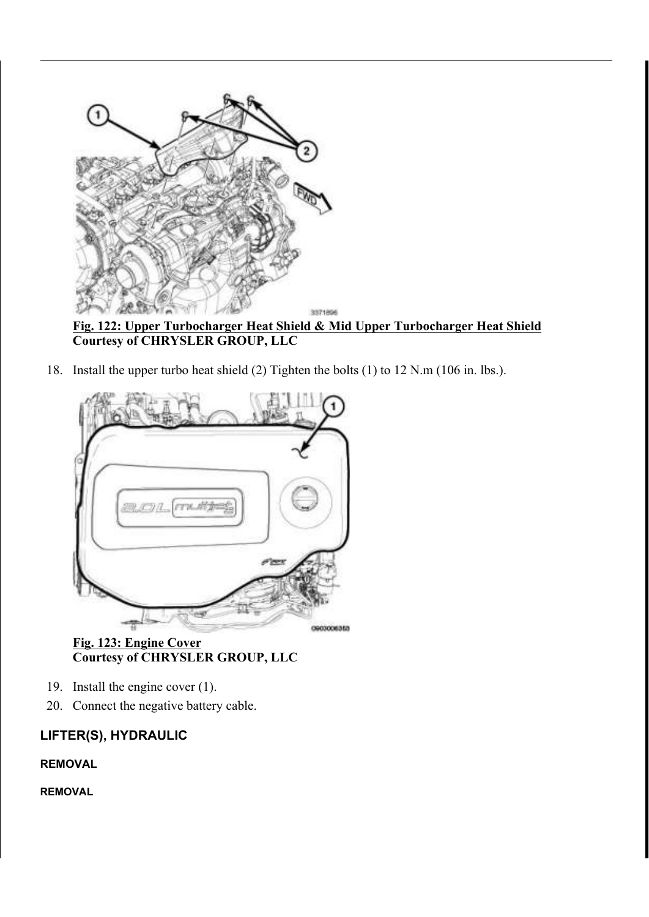**Fig. 122: Upper Turbocharger Heat Shield & Mid Upper Turbocharger Heat Shield**
**Courtesy of CHRYSLER GROUP, LLC**

18. Install the upper turbo heat shield (2) Tighten the bolts (1) to 12 N.m (106 in. lbs.).

**Fig. 123: Engine Cover**
**Courtesy of CHRYSLER GROUP, LLC**

19. Install the engine cover (1).
20. Connect the negative battery cable.

## LIFTER(S), HYDRAULIC

### REMOVAL

#### REMOVAL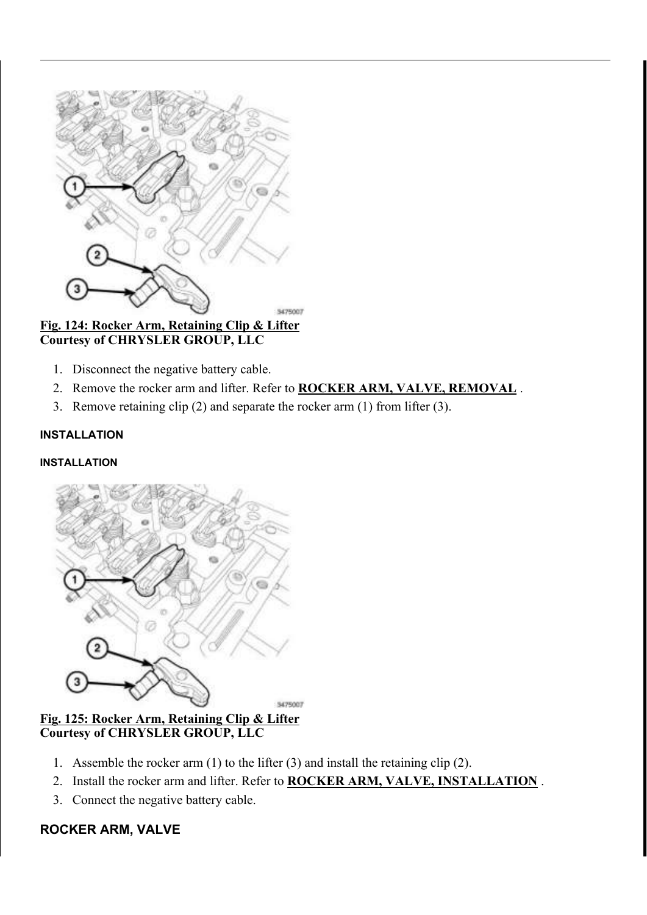**Fig. 124: Rocker Arm, Retaining Clip & Lifter**
**Courtesy of CHRYSLER GROUP, LLC**

1. Disconnect the negative battery cable.
2. Remove the rocker arm and lifter. Refer to **ROCKER ARM, VALVE, REMOVAL** .
3. Remove retaining clip (2) and separate the rocker arm (1) from lifter (3).

#### INSTALLATION

##### INSTALLATION

**Fig. 125: Rocker Arm, Retaining Clip & Lifter**
**Courtesy of CHRYSLER GROUP, LLC**

1. Assemble the rocker arm (1) to the lifter (3) and install the retaining clip (2).
2. Install the rocker arm and lifter. Refer to **ROCKER ARM, VALVE, INSTALLATION** .
3. Connect the negative battery cable.

### ROCKER ARM, VALVE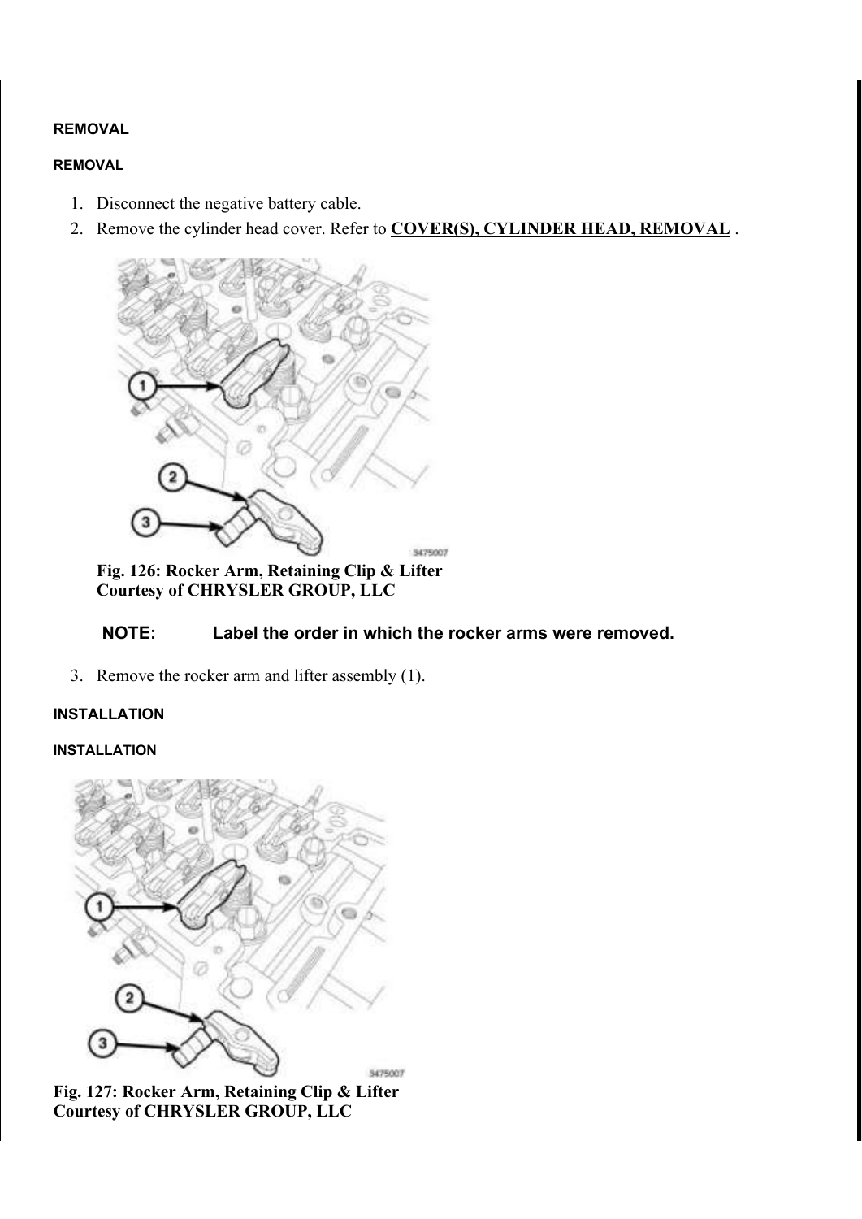## REMOVAL

### REMOVAL

1. Disconnect the negative battery cable.
2. Remove the cylinder head cover. Refer to **COVER(S), CYLINDER HEAD, REMOVAL** .

**Fig. 126: Rocker Arm, Retaining Clip & Lifter**
**Courtesy of CHRYSLER GROUP, LLC**

> **NOTE:** **Label the order in which the rocker arms were removed.**

3. Remove the rocker arm and lifter assembly (1).

## INSTALLATION

### INSTALLATION

**Fig. 127: Rocker Arm, Retaining Clip & Lifter**
**Courtesy of CHRYSLER GROUP, LLC**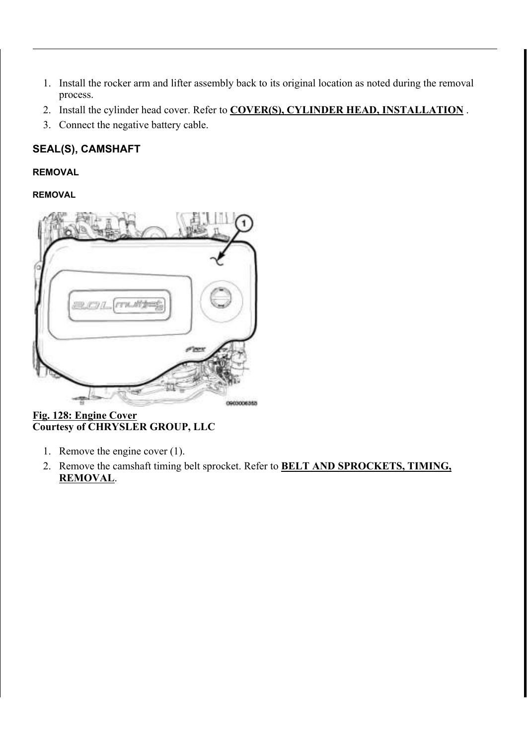1. Install the rocker arm and lifter assembly back to its original location as noted during the removal process.
2. Install the cylinder head cover. Refer to **COVER(S), CYLINDER HEAD, INSTALLATION** .
3. Connect the negative battery cable.

## SEAL(S), CAMSHAFT

### REMOVAL

#### REMOVAL

**Fig. 128: Engine Cover**
**Courtesy of CHRYSLER GROUP, LLC**

1. Remove the engine cover (1).
2. Remove the camshaft timing belt sprocket. Refer to **BELT AND SPROCKETS, TIMING, REMOVAL**.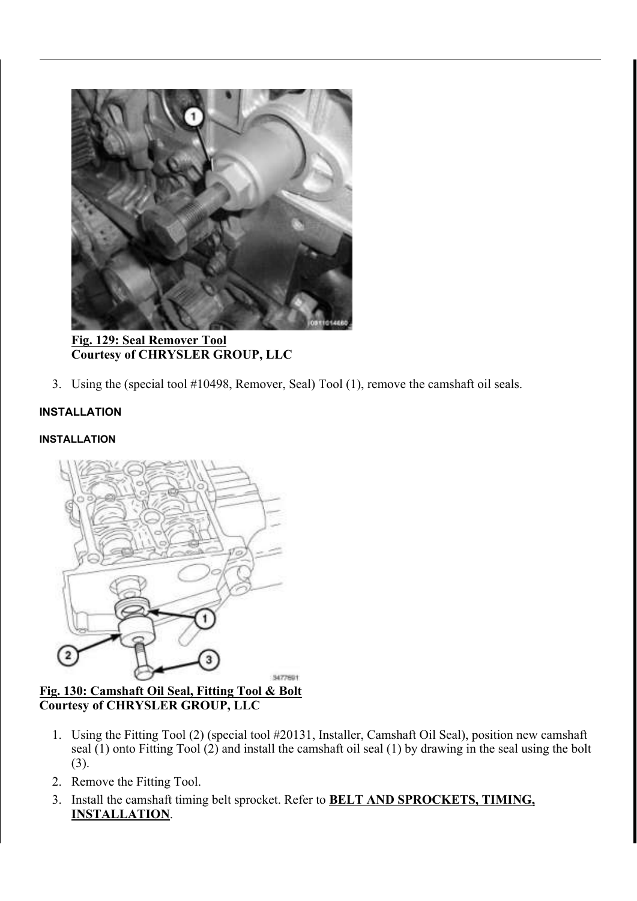**Fig. 129: Seal Remover Tool**
**Courtesy of CHRYSLER GROUP, LLC**

3. Using the (special tool #10498, Remover, Seal) Tool (1), remove the camshaft oil seals.

### INSTALLATION

#### INSTALLATION

**Fig. 130: Camshaft Oil Seal, Fitting Tool & Bolt**
**Courtesy of CHRYSLER GROUP, LLC**

1. Using the Fitting Tool (2) (special tool #20131, Installer, Camshaft Oil Seal), position new camshaft seal (1) onto Fitting Tool (2) and install the camshaft oil seal (1) by drawing in the seal using the bolt (3).
2. Remove the Fitting Tool.
3. Install the camshaft timing belt sprocket. Refer to **BELT AND SPROCKETS, TIMING, INSTALLATION**.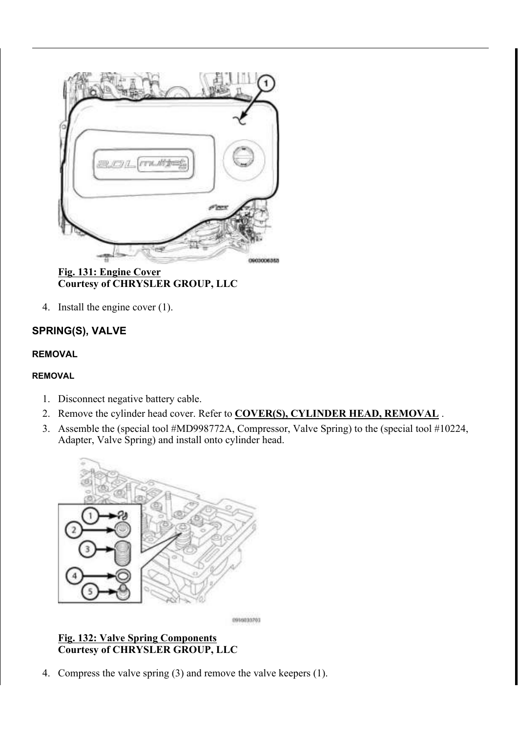**Fig. 131: Engine Cover**
**Courtesy of CHRYSLER GROUP, LLC**

4. Install the engine cover (1).

## SPRING(S), VALVE

### REMOVAL

#### REMOVAL

1. Disconnect negative battery cable.
2. Remove the cylinder head cover. Refer to **COVER(S), CYLINDER HEAD, REMOVAL** .
3. Assemble the (special tool #MD998772A, Compressor, Valve Spring) to the (special tool #10224, Adapter, Valve Spring) and install onto cylinder head.

**Fig. 132: Valve Spring Components**
**Courtesy of CHRYSLER GROUP, LLC**

4. Compress the valve spring (3) and remove the valve keepers (1).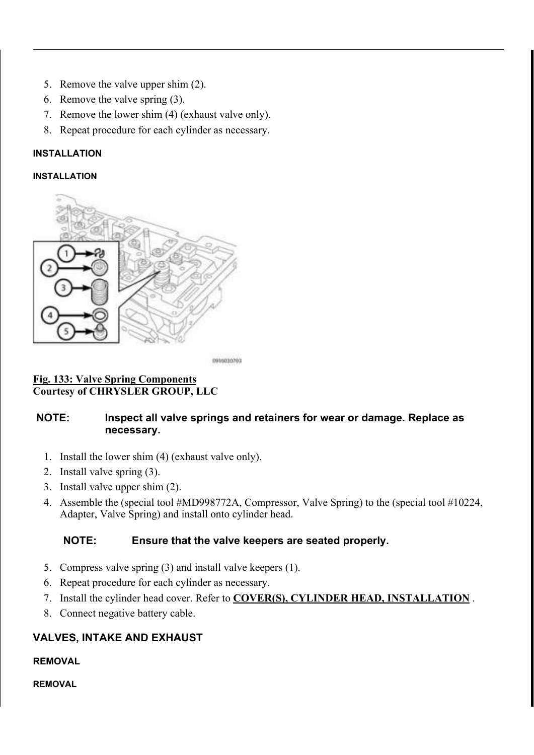5. Remove the valve upper shim (2).
6. Remove the valve spring (3).
7. Remove the lower shim (4) (exhaust valve only).
8. Repeat procedure for each cylinder as necessary.

#### INSTALLATION

##### INSTALLATION

**Fig. 133: Valve Spring Components**
**Courtesy of CHRYSLER GROUP, LLC**

**NOTE: Inspect all valve springs and retainers for wear or damage. Replace as necessary.**

1. Install the lower shim (4) (exhaust valve only).
2. Install valve spring (3).
3. Install valve upper shim (2).
4. Assemble the (special tool #MD998772A, Compressor, Valve Spring) to the (special tool #10224, Adapter, Valve Spring) and install onto cylinder head.

   **NOTE: Ensure that the valve keepers are seated properly.**

5. Compress valve spring (3) and install valve keepers (1).
6. Repeat procedure for each cylinder as necessary.
7. Install the cylinder head cover. Refer to **COVER(S), CYLINDER HEAD, INSTALLATION** .
8. Connect negative battery cable.

### VALVES, INTAKE AND EXHAUST

#### REMOVAL

##### REMOVAL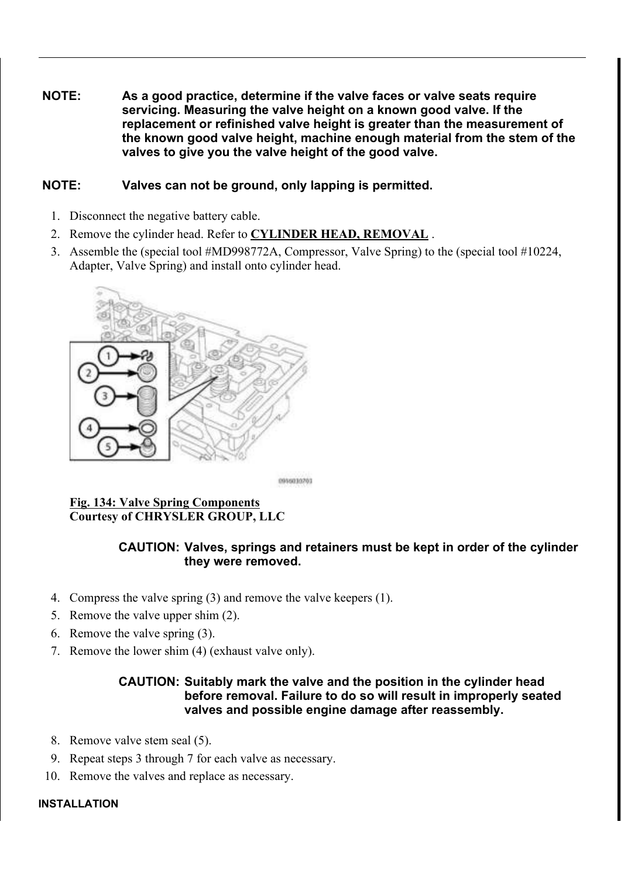**NOTE:** As a good practice, determine if the valve faces or valve seats require servicing. Measuring the valve height on a known good valve. If the replacement or refinished valve height is greater than the measurement of the known good valve height, machine enough material from the stem of the valves to give you the valve height of the good valve.

**NOTE:** Valves can not be ground, only lapping is permitted.

1. Disconnect the negative battery cable.
2. Remove the cylinder head. Refer to **CYLINDER HEAD, REMOVAL** .
3. Assemble the (special tool #MD998772A, Compressor, Valve Spring) to the (special tool #10224, Adapter, Valve Spring) and install onto cylinder head.

**Fig. 134: Valve Spring Components**
**Courtesy of CHRYSLER GROUP, LLC**

**CAUTION: Valves, springs and retainers must be kept in order of the cylinder they were removed.**

4. Compress the valve spring (3) and remove the valve keepers (1).
5. Remove the valve upper shim (2).
6. Remove the valve spring (3).
7. Remove the lower shim (4) (exhaust valve only).

**CAUTION: Suitably mark the valve and the position in the cylinder head before removal. Failure to do so will result in improperly seated valves and possible engine damage after reassembly.**

8. Remove valve stem seal (5).
9. Repeat steps 3 through 7 for each valve as necessary.
10. Remove the valves and replace as necessary.

**INSTALLATION**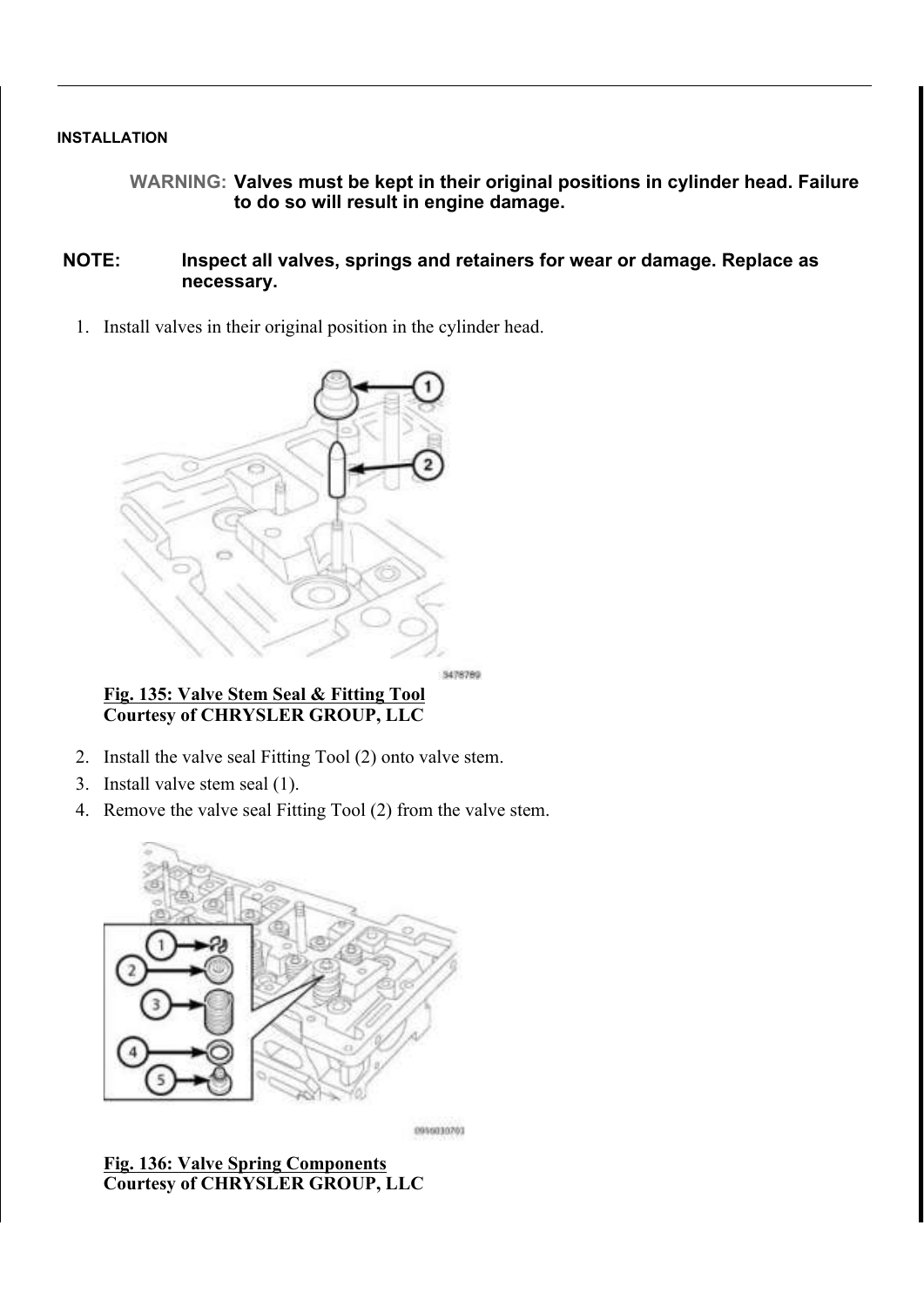### INSTALLATION

**WARNING: Valves must be kept in their original positions in cylinder head. Failure to do so will result in engine damage.**

**NOTE: Inspect all valves, springs and retainers for wear or damage. Replace as necessary.**

1. Install valves in their original position in the cylinder head.

**Fig. 135: Valve Stem Seal & Fitting Tool**
**Courtesy of CHRYSLER GROUP, LLC**

2. Install the valve seal Fitting Tool (2) onto valve stem.
3. Install valve stem seal (1).
4. Remove the valve seal Fitting Tool (2) from the valve stem.

**Fig. 136: Valve Spring Components**
**Courtesy of CHRYSLER GROUP, LLC**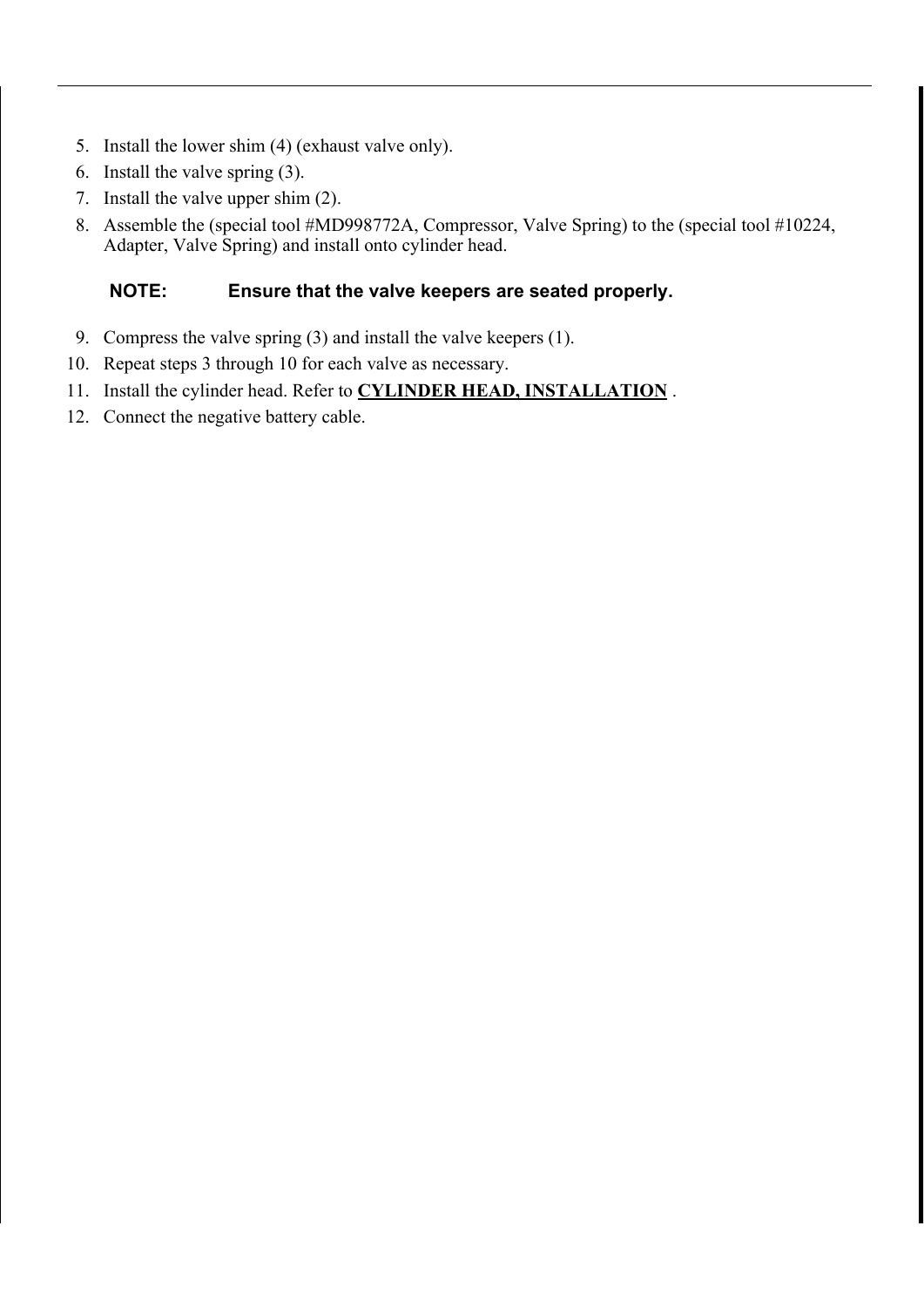5. Install the lower shim (4) (exhaust valve only).
6. Install the valve spring (3).
7. Install the valve upper shim (2).
8. Assemble the (special tool #MD998772A, Compressor, Valve Spring) to the (special tool #10224, Adapter, Valve Spring) and install onto cylinder head.

**NOTE: Ensure that the valve keepers are seated properly.**

9. Compress the valve spring (3) and install the valve keepers (1).
10. Repeat steps 3 through 10 for each valve as necessary.
11. Install the cylinder head. Refer to **CYLINDER HEAD, INSTALLATION** .
12. Connect the negative battery cable.